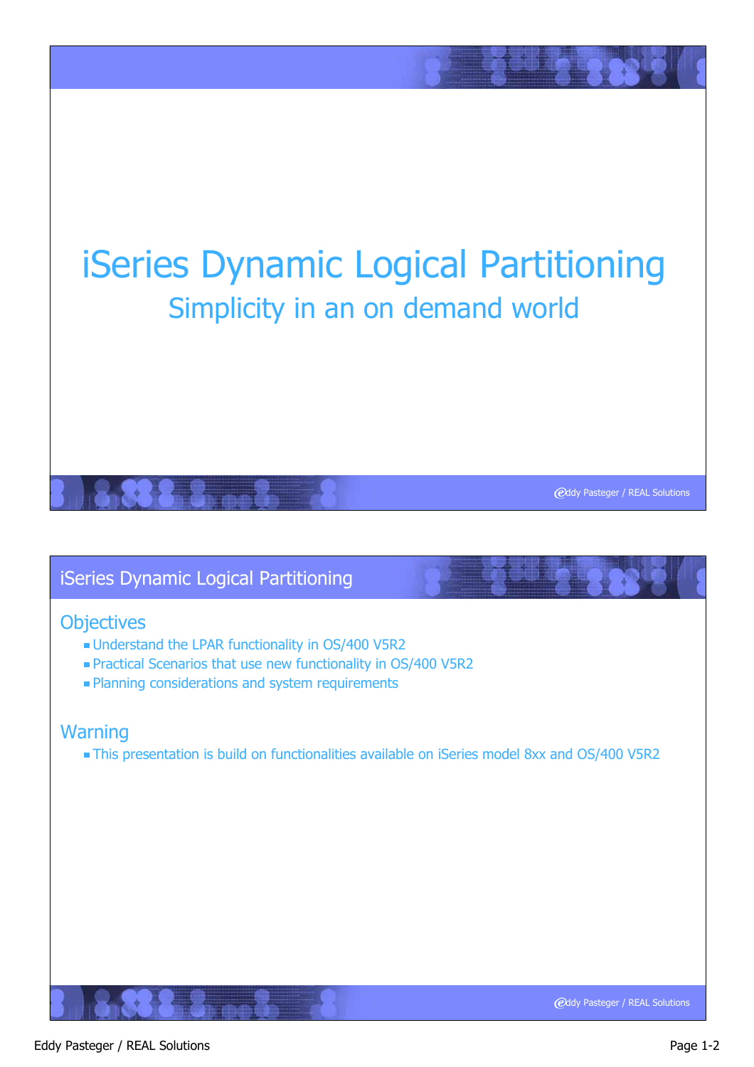# iSeries Dynamic Logical Partitioning

## Simplicity in an on demand world

---

## iSeries Dynamic Logical Partitioning

### Objectives

- Understand the LPAR functionality in OS/400 V5R2
- Practical Scenarios that use new functionality in OS/400 V5R2
- Planning considerations and system requirements

### Warning

- This presentation is build on functionalities available on iSeries model 8xx and OS/400 V5R2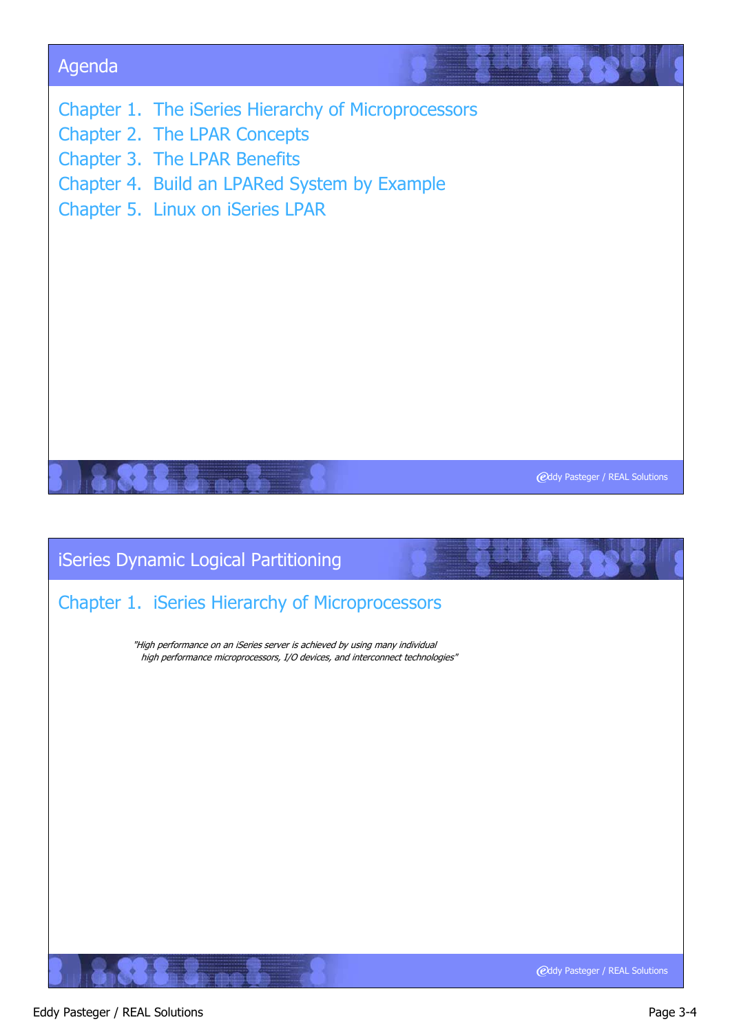## Agenda

- Chapter 1. The iSeries Hierarchy of Microprocessors
- Chapter 2. The LPAR Concepts
- Chapter 3. The LPAR Benefits
- Chapter 4. Build an LPARed System by Example
- Chapter 5. Linux on iSeries LPAR

## iSeries Dynamic Logical Partitioning

### Chapter 1. iSeries Hierarchy of Microprocessors

*"High performance on an iSeries server is achieved by using many individual high performance microprocessors, I/O devices, and interconnect technologies"*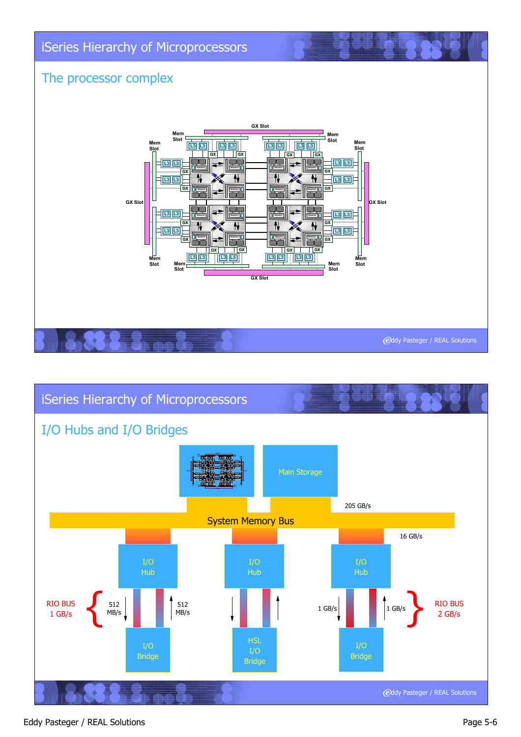## iSeries Hierarchy of Microprocessors

### The processor complex

GX Slot

Mem Slot

Mem Slot

Mem Slot

Mem Slot

GX Slot

GX Slot

Mem Slot

Mem Slot

Mem Slot

Mem Slot

GX Slot

Eddy Pasteger / REAL Solutions

## iSeries Hierarchy of Microprocessors

### I/O Hubs and I/O Bridges

Main Storage

205 GB/s

System Memory Bus

16 GB/s

I/O Hub

I/O Hub

I/O Hub

RIO BUS 1 GB/s

512 MB/s

512 MB/s

1 GB/s

1 GB/s

RIO BUS 2 GB/s

I/O Bridge

HSL I/O Bridge

I/O Bridge

Eddy Pasteger / REAL Solutions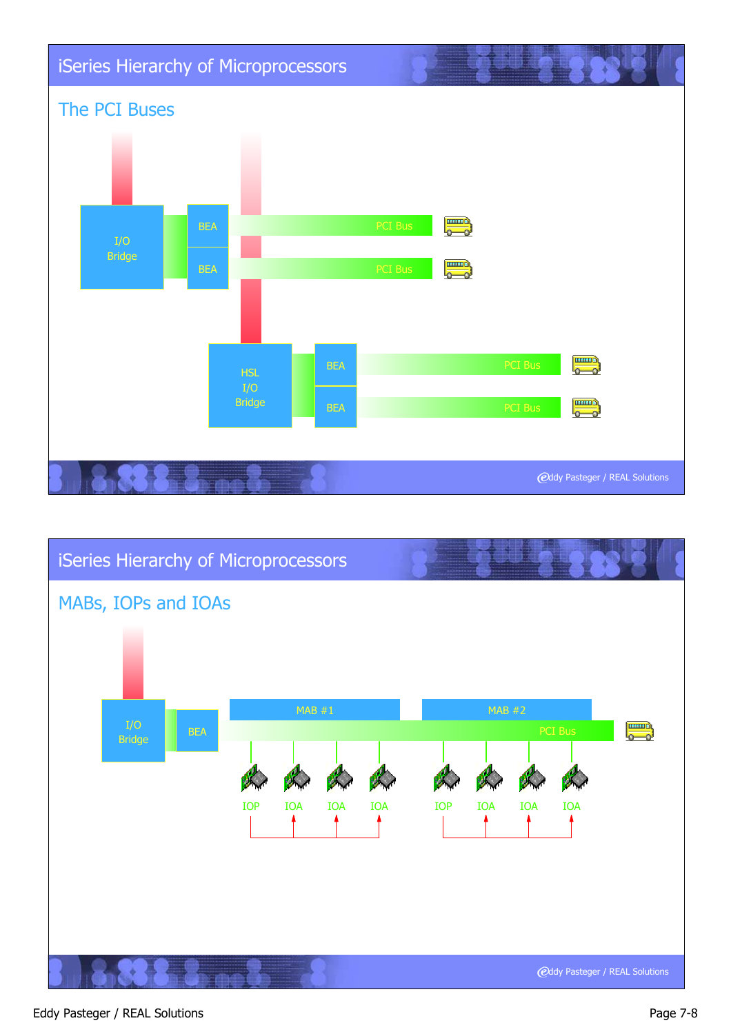## iSeries Hierarchy of Microprocessors

### The PCI Buses

I/O Bridge

BEA — PCI Bus

BEA — PCI Bus

HSL I/O Bridge

BEA — PCI Bus

BEA — PCI Bus

## iSeries Hierarchy of Microprocessors

### MABs, IOPs and IOAs

I/O Bridge

BEA

MAB #1

MAB #2

PCI Bus

IOP IOA IOA IOA IOP IOA IOA IOA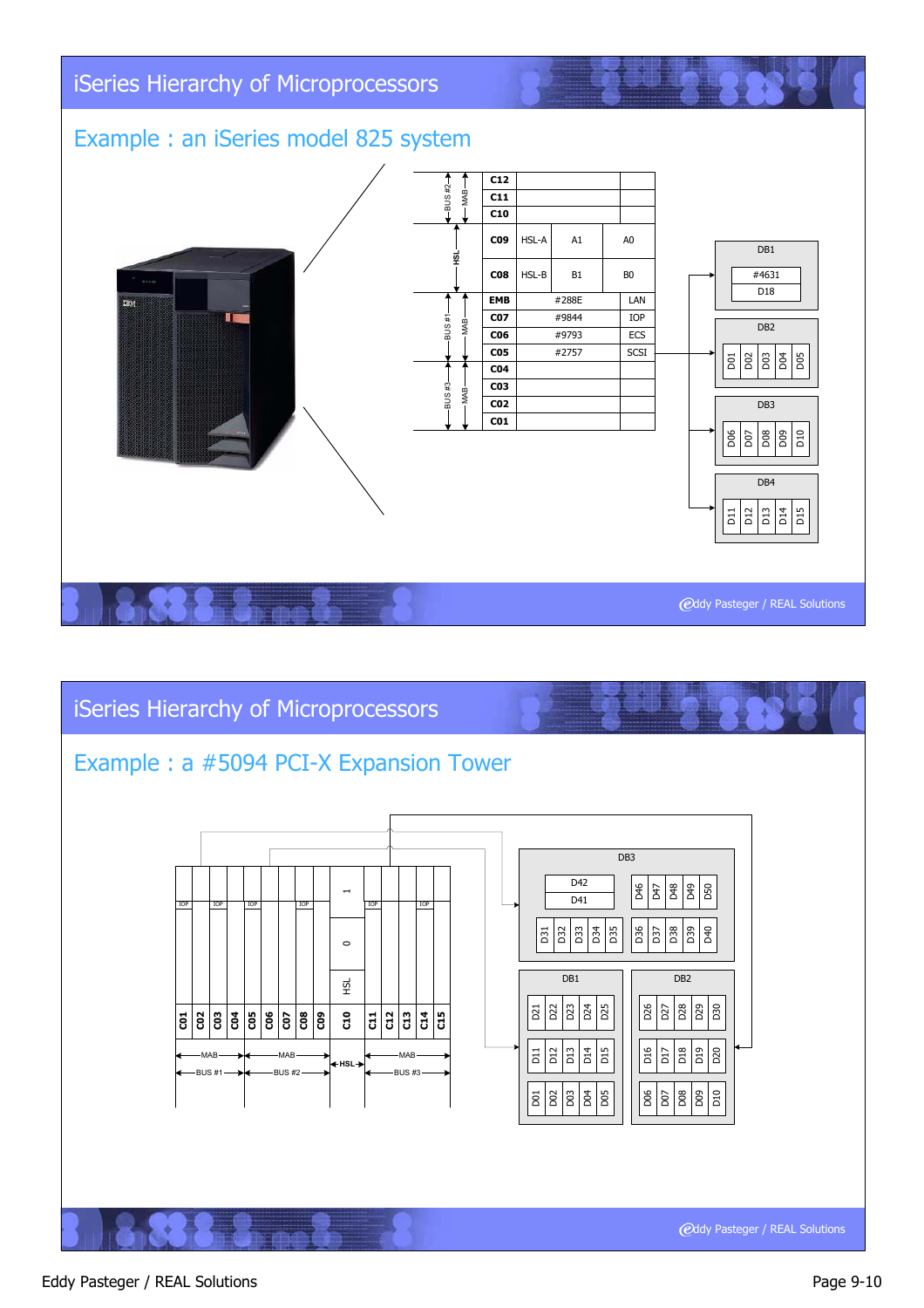## iSeries Hierarchy of Microprocessors

### Example : an iSeries model 825 system

| Bus | Slot | | | |
|---|---|---|---|---|
| BUS #2 / MAB | C12 | | | |
| | C11 | | | |
| | C10 | | | |
| HSL | C09 | HSL-A | A1 | A0 |
| | C08 | HSL-B | B1 | B0 |
| BUS #1 / MAB | EMB | | #288E | LAN |
| | C07 | | #9844 | IOP |
| | C06 | | #9793 | ECS |
| | C05 | | #2757 | SCSI |
| BUS #3 / MAB | C04 | | | |
| | C03 | | | |
| | C02 | | | |
| | C01 | | | |

- DB1: #4631, D18
- DB2: D01, D02, D03, D04, D05
- DB3: D06, D07, D08, D09, D10
- DB4: D11, D12, D13, D14, D15

## iSeries Hierarchy of Microprocessors

### Example : a #5094 PCI-X Expansion Tower

| C01 | C02 | C03 | C04 | C05 | C06 | C07 | C08 | C09 | C10 | C11 | C12 | C13 | C14 | C15 |
|---|---|---|---|---|---|---|---|---|---|---|---|---|---|---|
| IOP | | IOP | | IOP | | | IOP | | 1 / 0 / HSL | IOP | | | IOP | |
| MAB / BUS #1 | | | | MAB / BUS #2 | | | | | HSL | MAB / BUS #3 | | | | |

- DB3: D42, D41; D46, D47, D48, D49, D50; D31, D32, D33, D34, D35; D36, D37, D38, D39, D40
- DB1: D21, D22, D23, D24, D25; D11, D12, D13, D14, D15; D01, D02, D03, D04, D05
- DB2: D26, D27, D28, D29, D30; D16, D17, D18, D19, D20; D06, D07, D08, D09, D10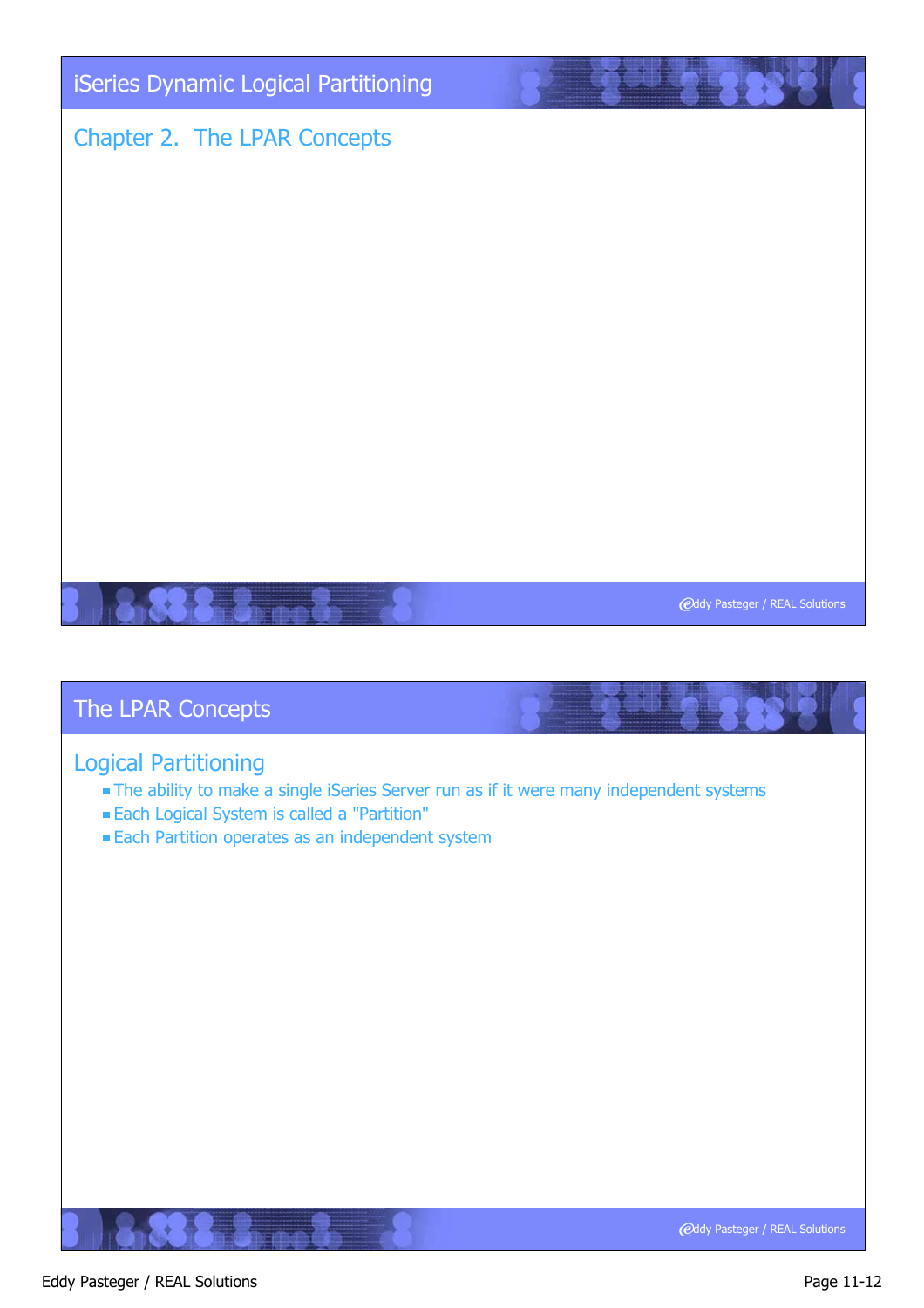# iSeries Dynamic Logical Partitioning

## Chapter 2. The LPAR Concepts

# The LPAR Concepts

## Logical Partitioning

- The ability to make a single iSeries Server run as if it were many independent systems
- Each Logical System is called a "Partition"
- Each Partition operates as an independent system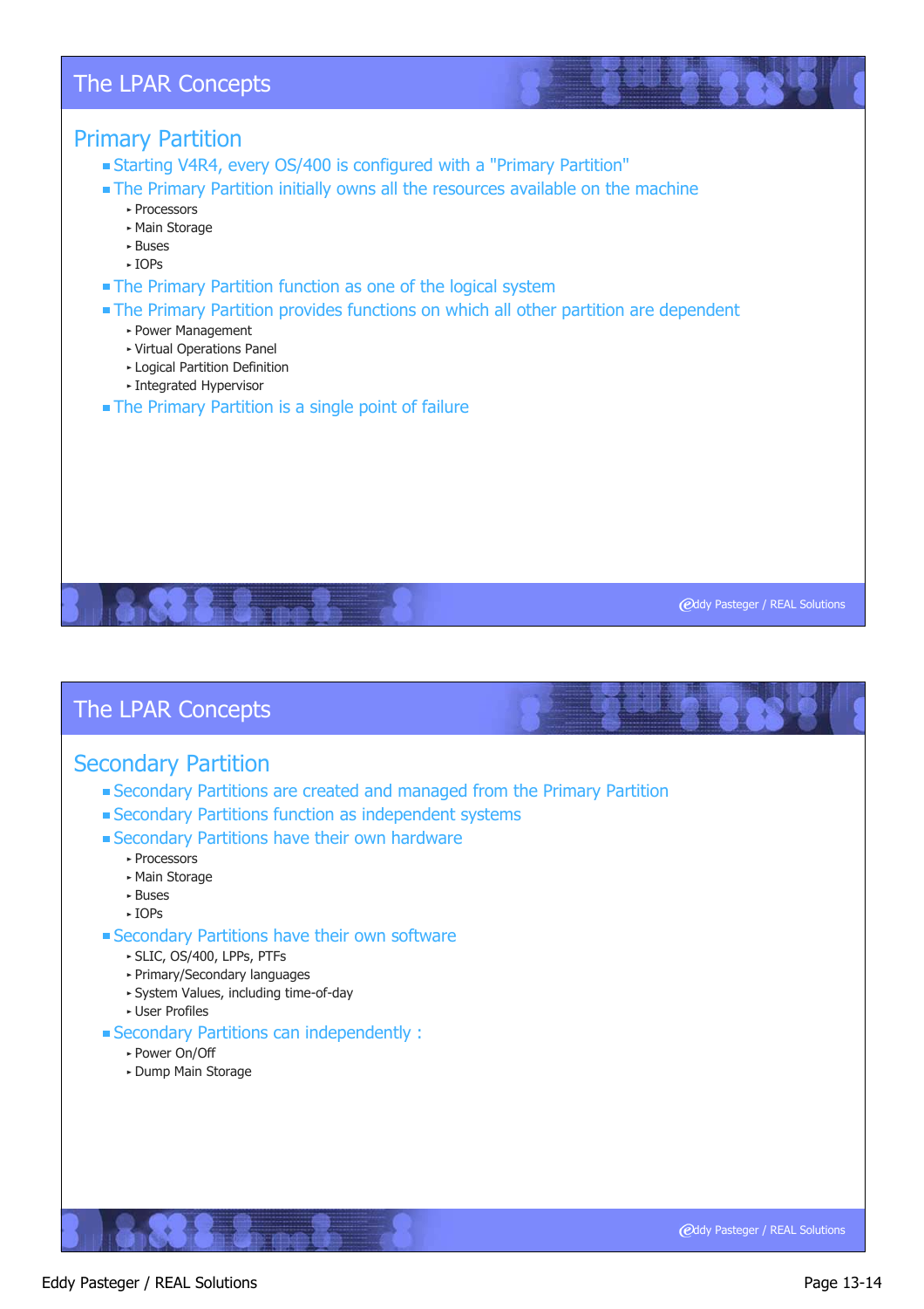# The LPAR Concepts

## Primary Partition

- Starting V4R4, every OS/400 is configured with a "Primary Partition"
- The Primary Partition initially owns all the resources available on the machine
  - Processors
  - Main Storage
  - Buses
  - IOPs
- The Primary Partition function as one of the logical system
- The Primary Partition provides functions on which all other partition are dependent
  - Power Management
  - Virtual Operations Panel
  - Logical Partition Definition
  - Integrated Hypervisor
- The Primary Partition is a single point of failure

# The LPAR Concepts

## Secondary Partition

- Secondary Partitions are created and managed from the Primary Partition
- Secondary Partitions function as independent systems
- Secondary Partitions have their own hardware
  - Processors
  - Main Storage
  - Buses
  - IOPs
- Secondary Partitions have their own software
  - SLIC, OS/400, LPPs, PTFs
  - Primary/Secondary languages
  - System Values, including time-of-day
  - User Profiles
- Secondary Partitions can independently :
  - Power On/Off
  - Dump Main Storage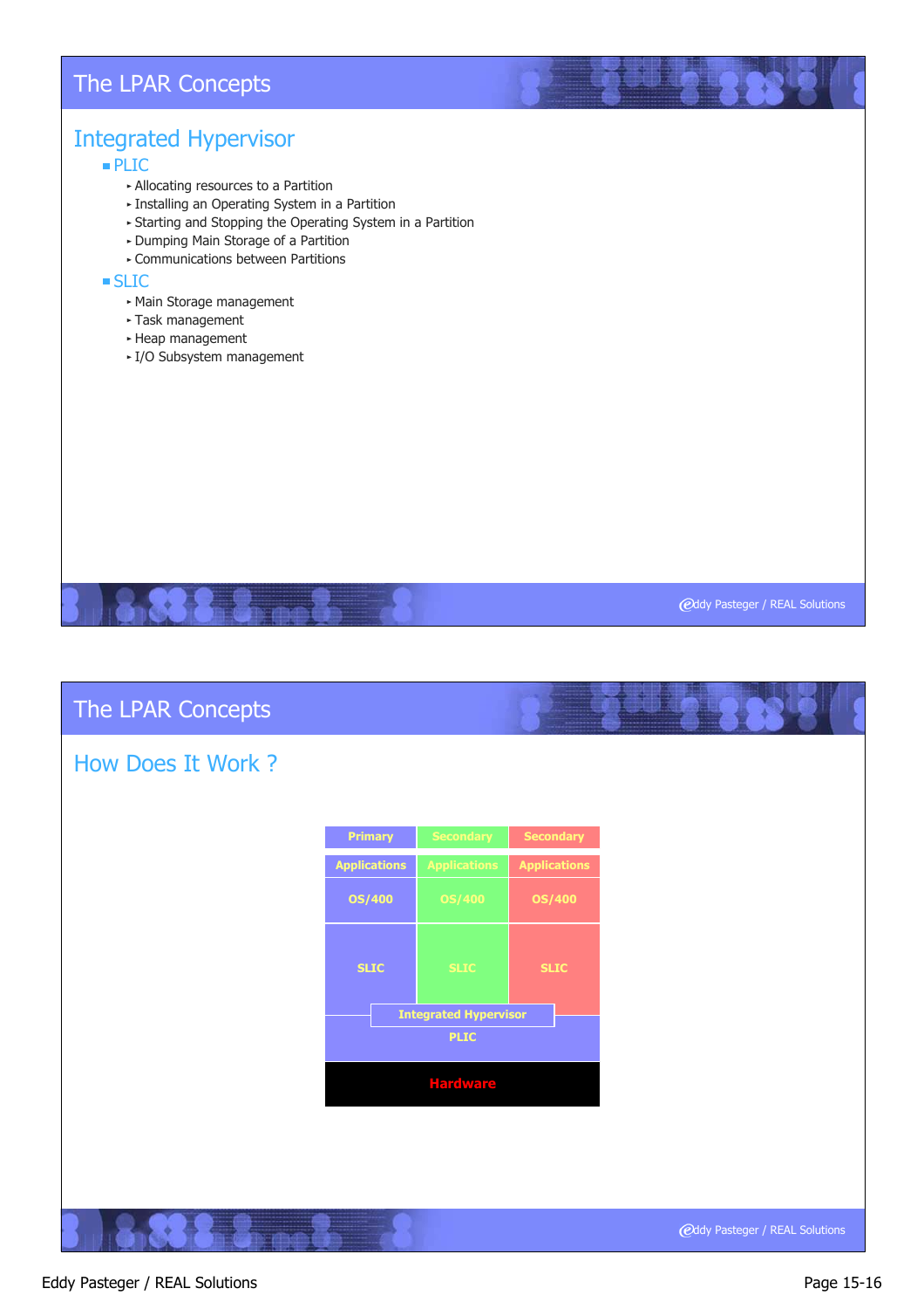# The LPAR Concepts

## Integrated Hypervisor

- PLIC
  - Allocating resources to a Partition
  - Installing an Operating System in a Partition
  - Starting and Stopping the Operating System in a Partition
  - Dumping Main Storage of a Partition
  - Communications between Partitions
- SLIC
  - Main Storage management
  - Task management
  - Heap management
  - I/O Subsystem management

# The LPAR Concepts

## How Does It Work ?

| Primary | Secondary | Secondary |
|---|---|---|
| Applications | Applications | Applications |
| OS/400 | OS/400 | OS/400 |
| SLIC | SLIC | SLIC |
| Integrated Hypervisor | | |
| PLIC | | |
| Hardware | | |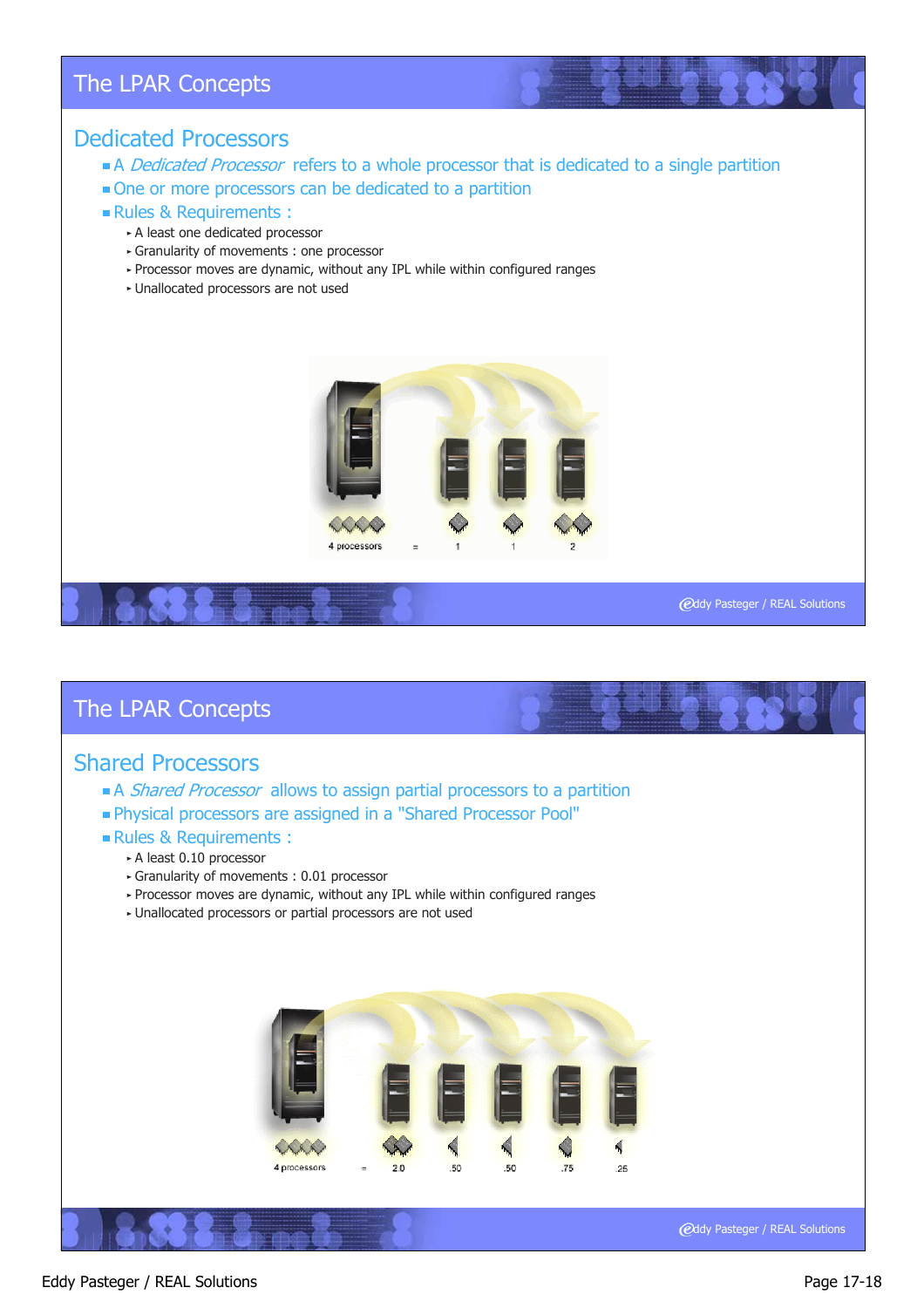## The LPAR Concepts

### Dedicated Processors

- A *Dedicated Processor* refers to a whole processor that is dedicated to a single partition
- One or more processors can be dedicated to a partition
- Rules & Requirements :
  - A least one dedicated processor
  - Granularity of movements : one processor
  - Processor moves are dynamic, without any IPL while within configured ranges
  - Unallocated processors are not used

4 processors = 1 1 2

## The LPAR Concepts

### Shared Processors

- A *Shared Processor* allows to assign partial processors to a partition
- Physical processors are assigned in a "Shared Processor Pool"
- Rules & Requirements :
  - A least 0.10 processor
  - Granularity of movements : 0.01 processor
  - Processor moves are dynamic, without any IPL while within configured ranges
  - Unallocated processors or partial processors are not used

4 processors = 2.0 .50 .50 .75 .25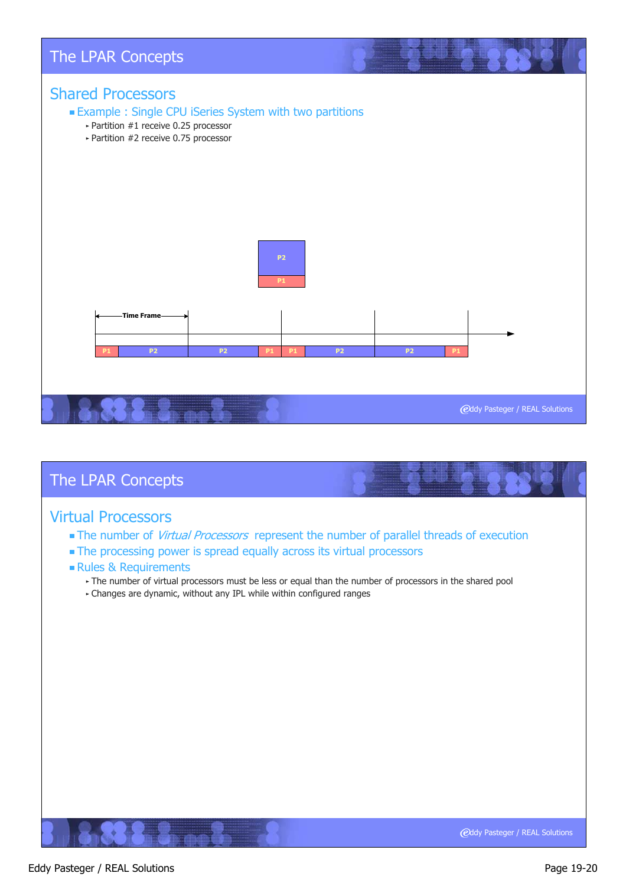# The LPAR Concepts

## Shared Processors

- Example : Single CPU iSeries System with two partitions
  - Partition #1 receive 0.25 processor
  - Partition #2 receive 0.75 processor

P2
P1

Time Frame

| P1 | P2 | P2 | P1 | P1 | P2 | P2 | P1 |
|---|---|---|---|---|---|---|---|

# The LPAR Concepts

## Virtual Processors

- The number of *Virtual Processors* represent the number of parallel threads of execution
- The processing power is spread equally across its virtual processors
- Rules & Requirements
  - The number of virtual processors must be less or equal than the number of processors in the shared pool
  - Changes are dynamic, without any IPL while within configured ranges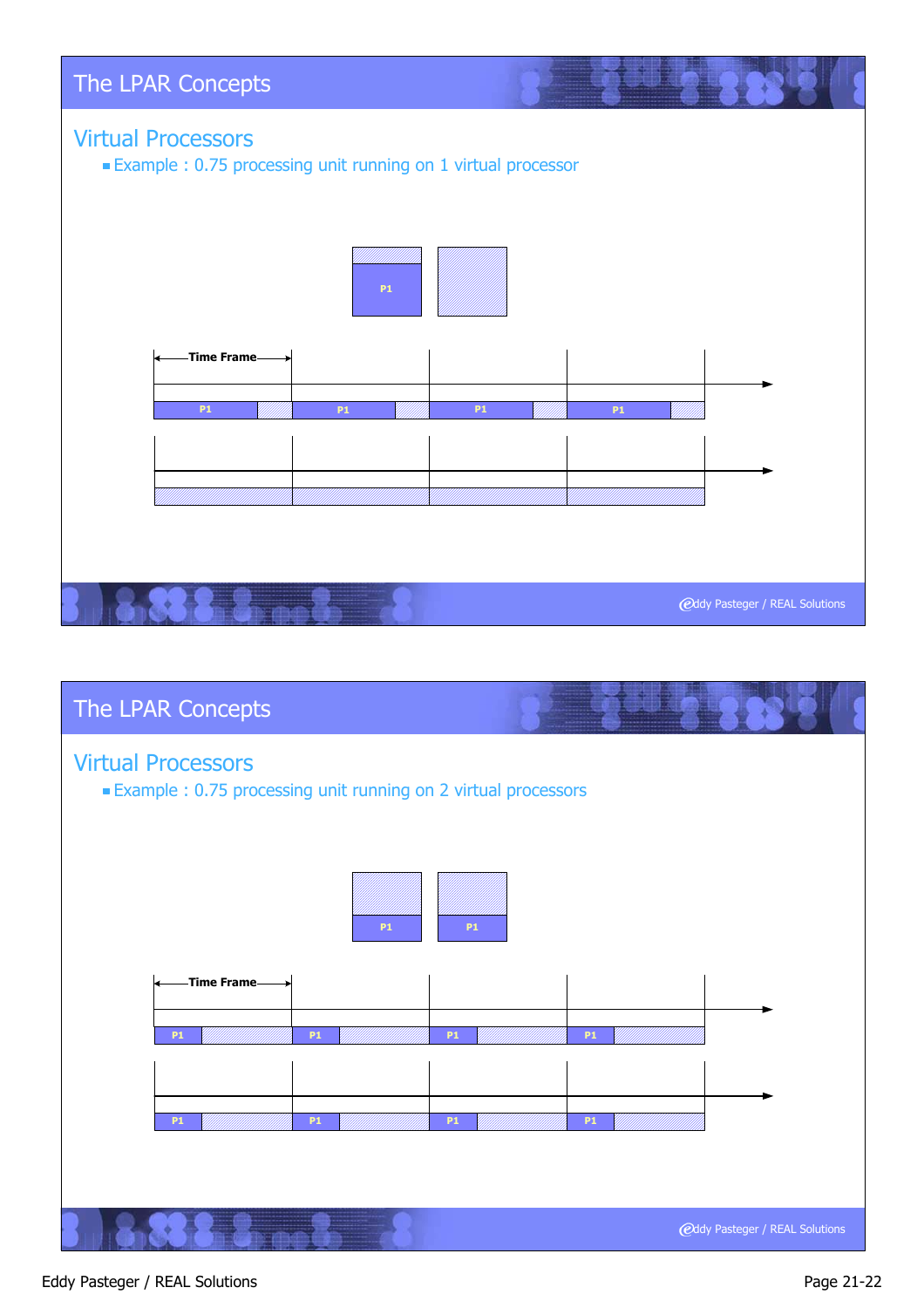# The LPAR Concepts

## Virtual Processors

- Example : 0.75 processing unit running on 1 virtual processor

P1

Time Frame

P1 P1 P1 P1

# The LPAR Concepts

## Virtual Processors

- Example : 0.75 processing unit running on 2 virtual processors

P1 P1

Time Frame

P1 P1 P1 P1

P1 P1 P1 P1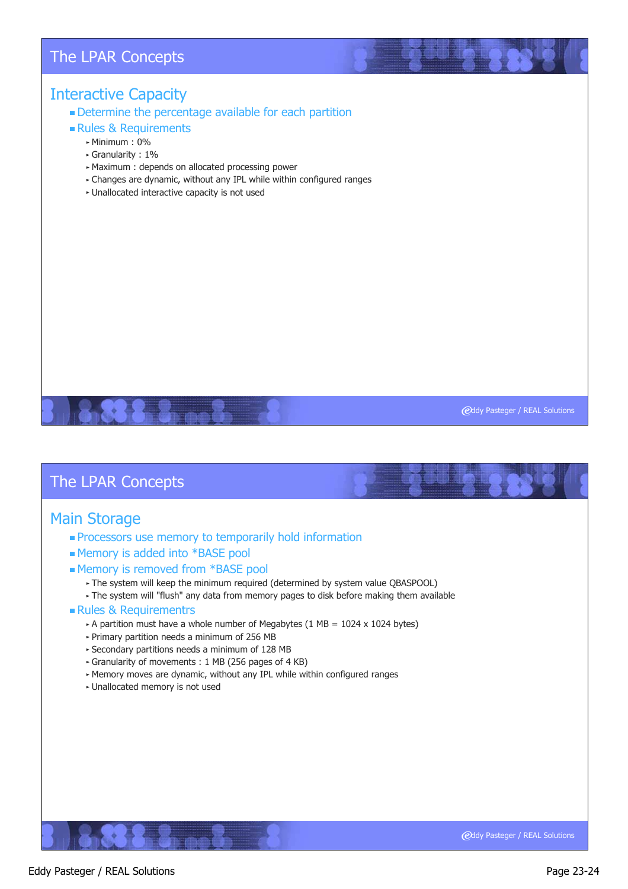# The LPAR Concepts

## Interactive Capacity

- Determine the percentage available for each partition
- Rules & Requirements
  - Minimum : 0%
  - Granularity : 1%
  - Maximum : depends on allocated processing power
  - Changes are dynamic, without any IPL while within configured ranges
  - Unallocated interactive capacity is not used

# The LPAR Concepts

## Main Storage

- Processors use memory to temporarily hold information
- Memory is added into *BASE pool
- Memory is removed from *BASE pool
  - The system will keep the minimum required (determined by system value QBASPOOL)
  - The system will "flush" any data from memory pages to disk before making them available
- Rules & Requirementrs
  - A partition must have a whole number of Megabytes (1 MB = 1024 x 1024 bytes)
  - Primary partition needs a minimum of 256 MB
  - Secondary partitions needs a minimum of 128 MB
  - Granularity of movements : 1 MB (256 pages of 4 KB)
  - Memory moves are dynamic, without any IPL while within configured ranges
  - Unallocated memory is not used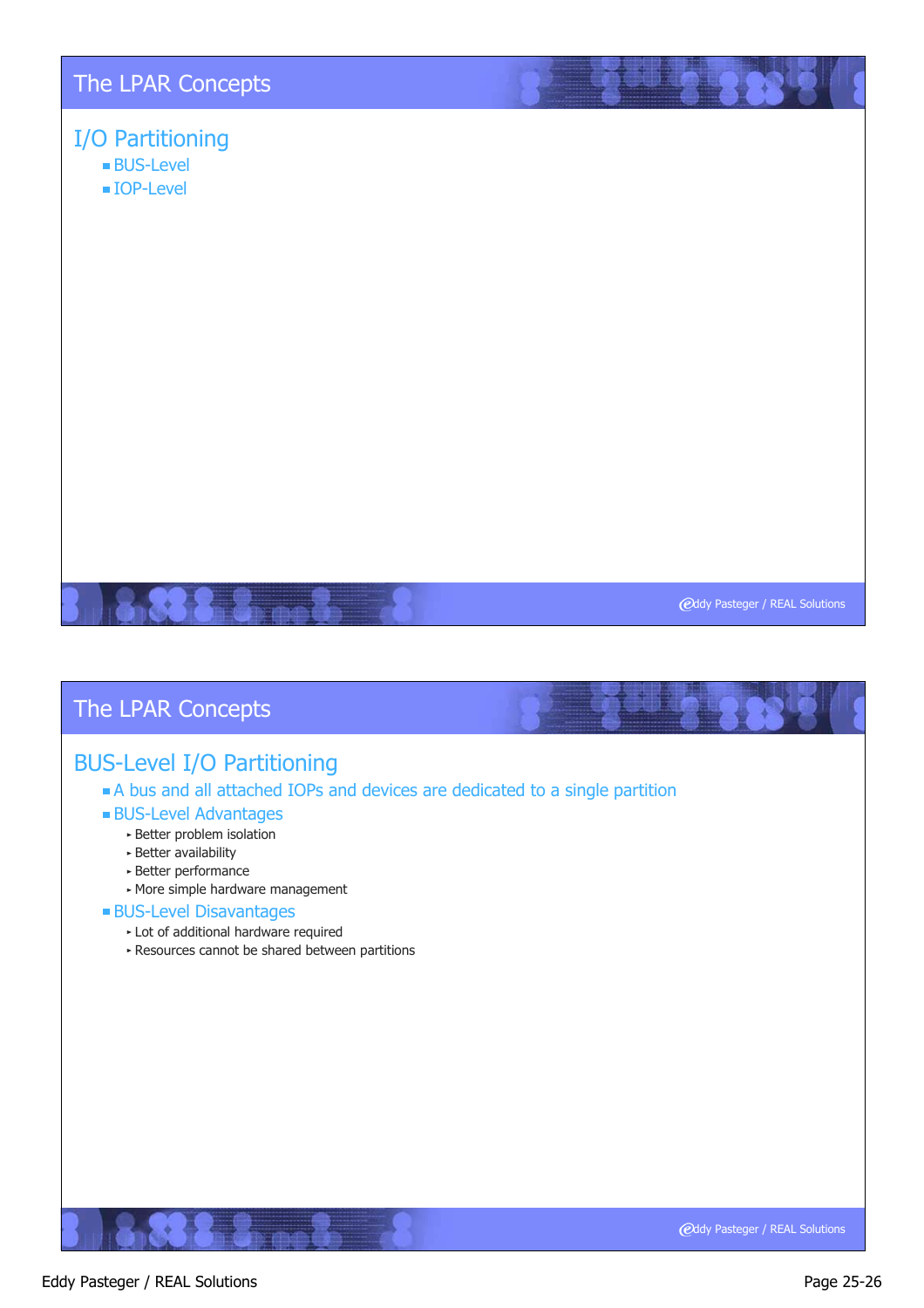## The LPAR Concepts

### I/O Partitioning

- BUS-Level
- IOP-Level

## The LPAR Concepts

### BUS-Level I/O Partitioning

- A bus and all attached IOPs and devices are dedicated to a single partition
- BUS-Level Advantages
  - Better problem isolation
  - Better availability
  - Better performance
  - More simple hardware management
- BUS-Level Disavantages
  - Lot of additional hardware required
  - Resources cannot be shared between partitions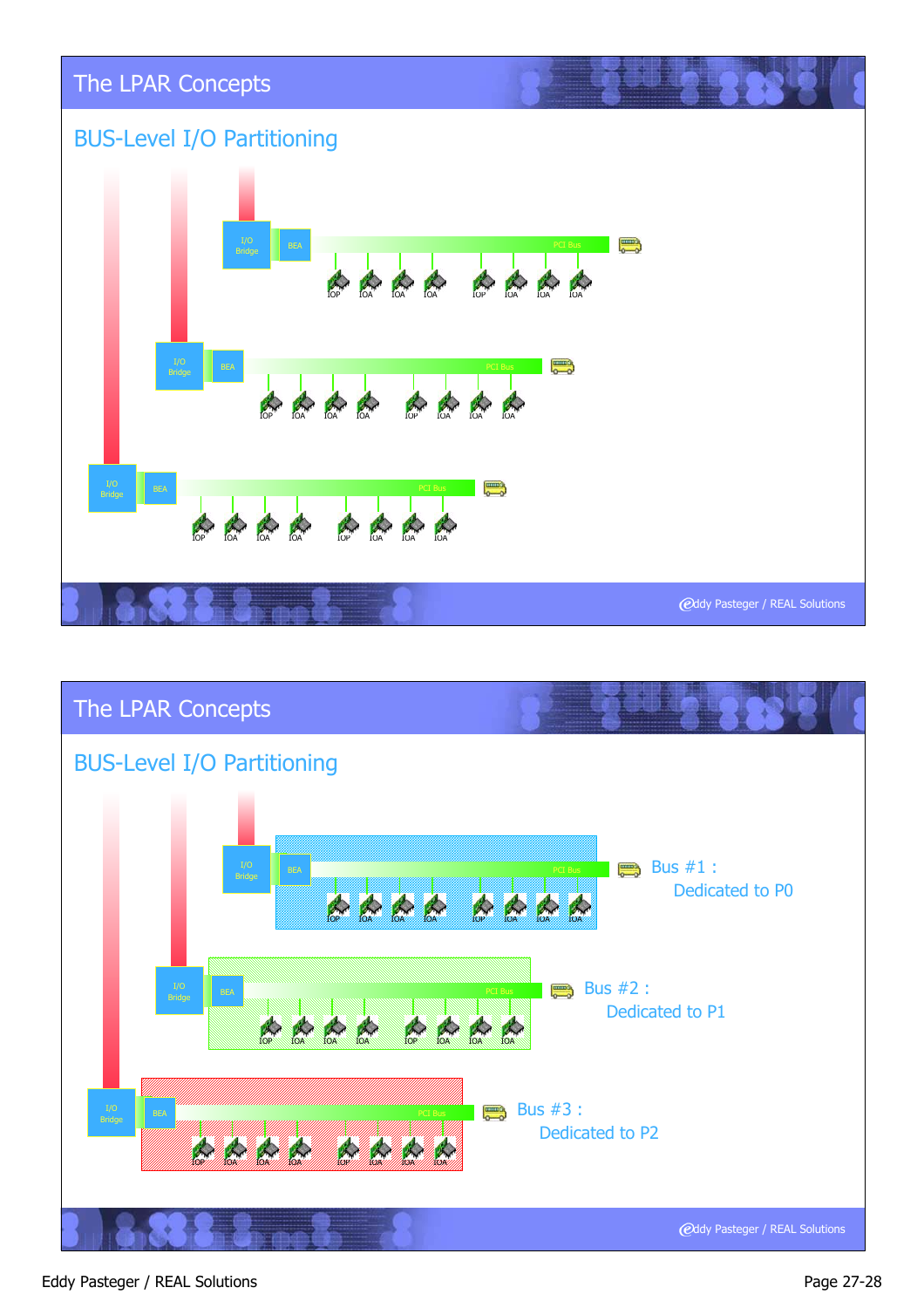## The LPAR Concepts

### BUS-Level I/O Partitioning

## The LPAR Concepts

### BUS-Level I/O Partitioning

Bus #1 : Dedicated to P0

Bus #2 : Dedicated to P1

Bus #3 : Dedicated to P2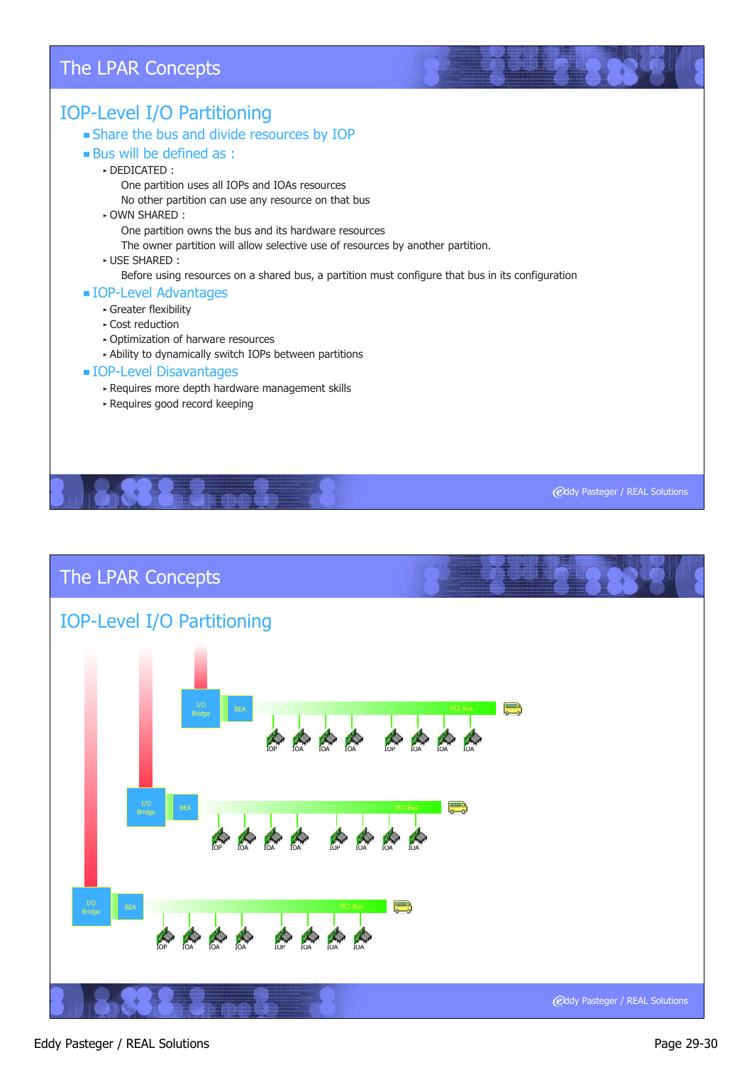## The LPAR Concepts

### IOP-Level I/O Partitioning

- Share the bus and divide resources by IOP
- Bus will be defined as :
  - DEDICATED :
    - One partition uses all IOPs and IOAs resources
    - No other partition can use any resource on that bus
  - OWN SHARED :
    - One partition owns the bus and its hardware resources
    - The owner partition will allow selective use of resources by another partition.
  - USE SHARED :
    - Before using resources on a shared bus, a partition must configure that bus in its configuration
- IOP-Level Advantages
  - Greater flexibility
  - Cost reduction
  - Optimization of harware resources
  - Ability to dynamically switch IOPs between partitions
- IOP-Level Disavantages
  - Requires more depth hardware management skills
  - Requires good record keeping

## The LPAR Concepts

### IOP-Level I/O Partitioning

I/O Bridge | BEA | PCI Bus: IOP, IOA, IOA, IOA, IOP, IOA, IOA, IOA

I/O Bridge | BEA | PCI Bus: IOP, IOA, IOA, IOA, IOP, IOA, IOA, IOA

I/O Bridge | BEA | PCI Bus: IOP, IOA, IOA, IOA, IOP, IOA, IOA, IOA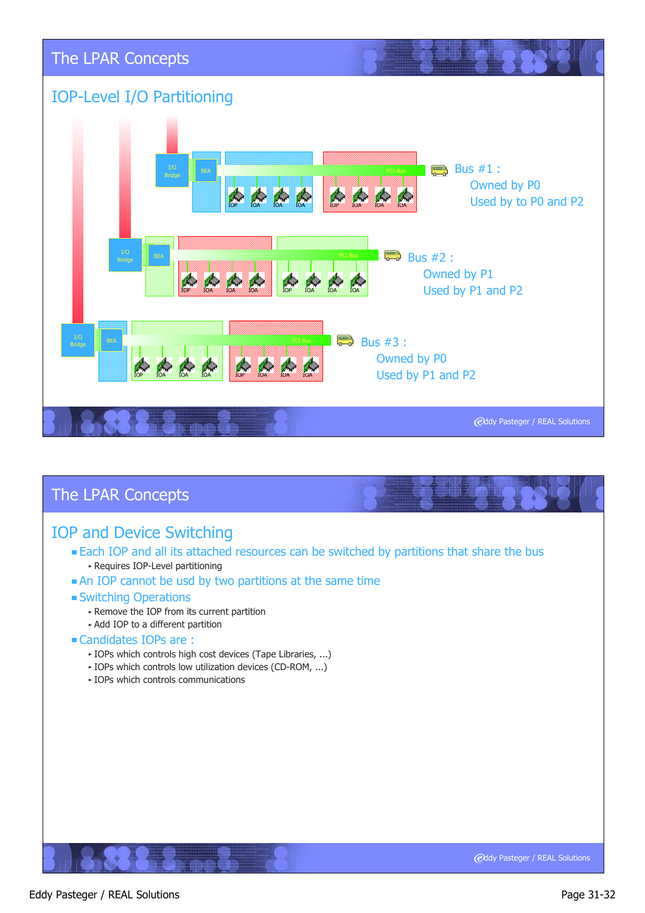## The LPAR Concepts

### IOP-Level I/O Partitioning

Bus #1 :
Owned by P0
Used by to P0 and P2

Bus #2 :
Owned by P1
Used by P1 and P2

Bus #3 :
Owned by P0
Used by P1 and P2

## The LPAR Concepts

### IOP and Device Switching

- Each IOP and all its attached resources can be switched by partitions that share the bus
  - Requires IOP-Level partitioning
- An IOP cannot be usd by two partitions at the same time
- Switching Operations
  - Remove the IOP from its current partition
  - Add IOP to a different partition
- Candidates IOPs are :
  - IOPs which controls high cost devices (Tape Libraries, ...)
  - IOPs which controls low utilization devices (CD-ROM, ...)
  - IOPs which controls communications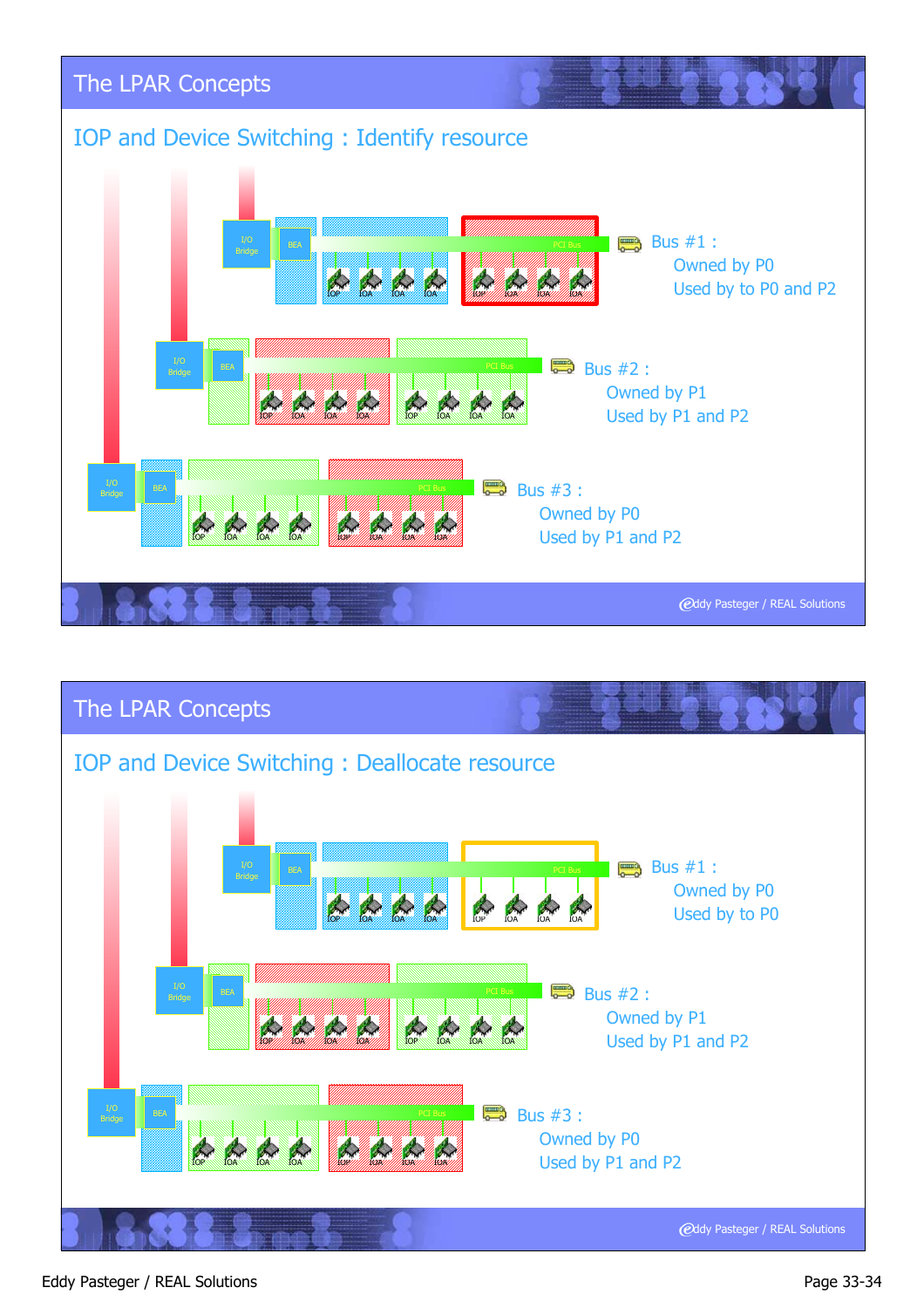## The LPAR Concepts

### IOP and Device Switching : Identify resource

Bus #1 :
Owned by P0
Used by to P0 and P2

Bus #2 :
Owned by P1
Used by P1 and P2

Bus #3 :
Owned by P0
Used by P1 and P2

Eddy Pasteger / REAL Solutions

## The LPAR Concepts

### IOP and Device Switching : Deallocate resource

Bus #1 :
Owned by P0
Used by to P0

Bus #2 :
Owned by P1
Used by P1 and P2

Bus #3 :
Owned by P0
Used by P1 and P2

Eddy Pasteger / REAL Solutions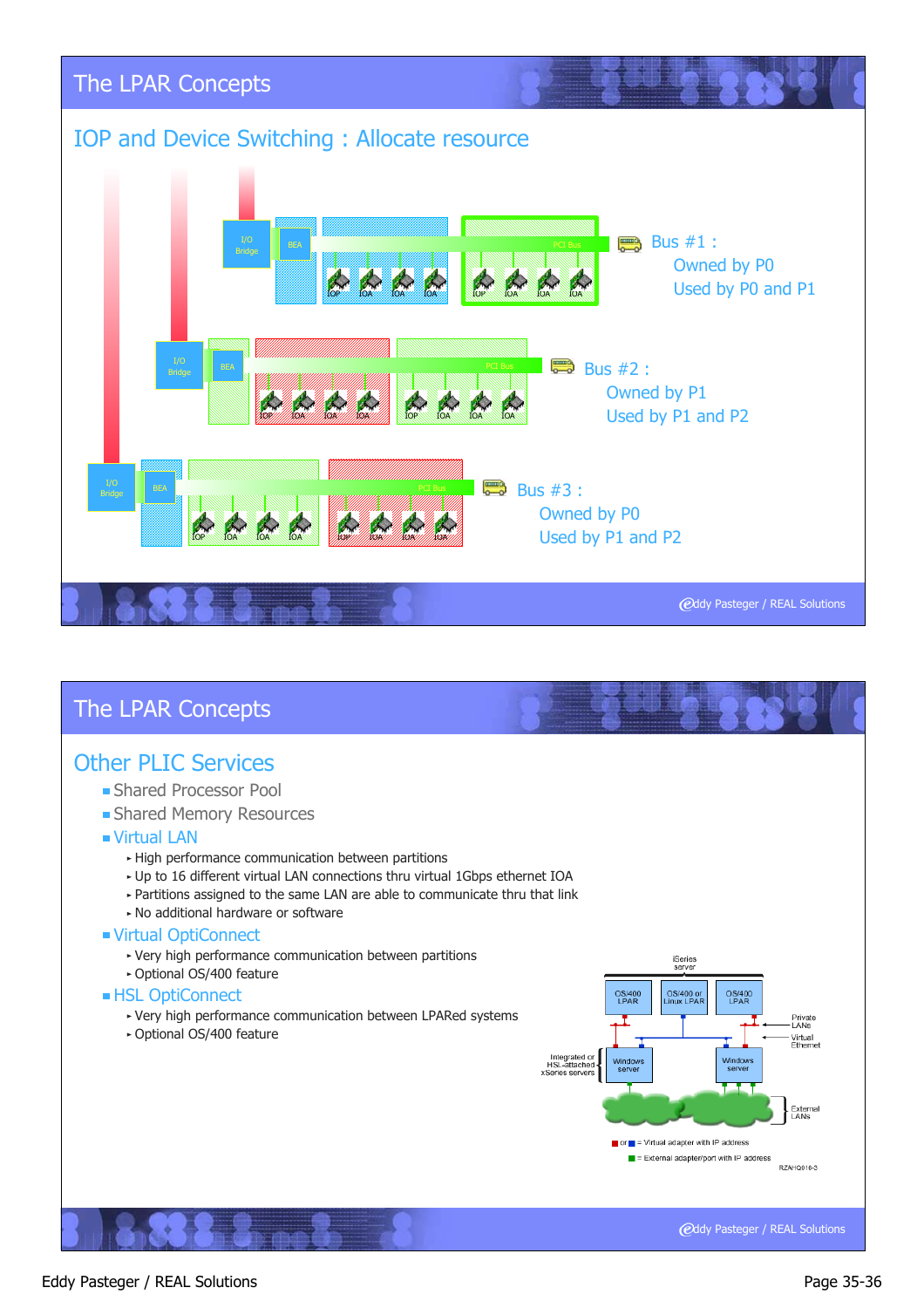## The LPAR Concepts

### IOP and Device Switching : Allocate resource

Bus #1 :
Owned by P0
Used by P0 and P1

Bus #2 :
Owned by P1
Used by P1 and P2

Bus #3 :
Owned by P0
Used by P1 and P2

## The LPAR Concepts

### Other PLIC Services

- Shared Processor Pool
- Shared Memory Resources
- Virtual LAN
  - High performance communication between partitions
  - Up to 16 different virtual LAN connections thru virtual 1Gbps ethernet IOA
  - Partitions assigned to the same LAN are able to communicate thru that link
  - No additional hardware or software
- Virtual OptiConnect
  - Very high performance communication between partitions
  - Optional OS/400 feature
- HSL OptiConnect
  - Very high performance communication between LPARed systems
  - Optional OS/400 feature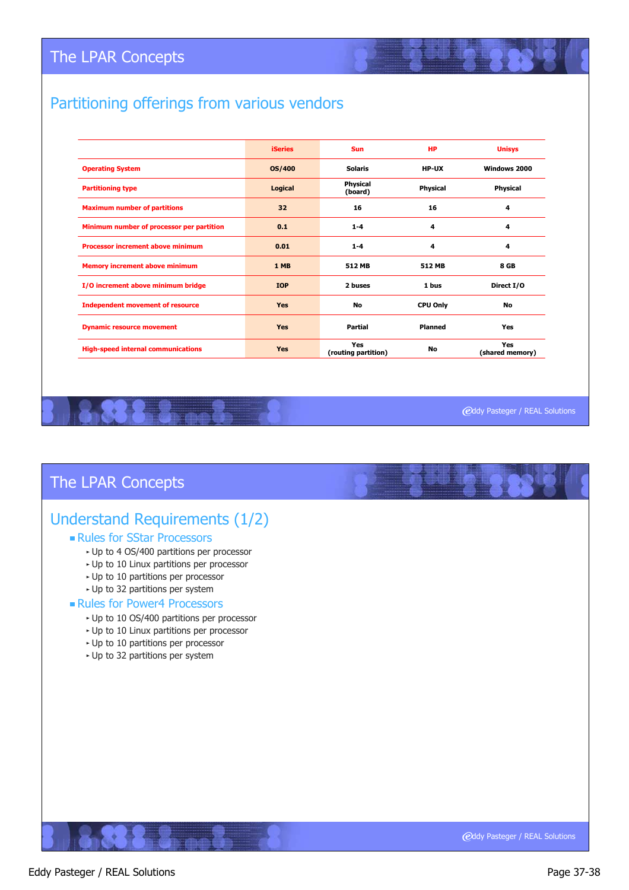# The LPAR Concepts

## Partitioning offerings from various vendors

| | iSeries | Sun | HP | Unisys |
|---|---|---|---|---|
| Operating System | OS/400 | Solaris | HP-UX | Windows 2000 |
| Partitioning type | Logical | Physical (board) | Physical | Physical |
| Maximum number of partitions | 32 | 16 | 16 | 4 |
| Minimum number of processor per partition | 0.1 | 1-4 | 4 | 4 |
| Processor increment above minimum | 0.01 | 1-4 | 4 | 4 |
| Memory increment above minimum | 1 MB | 512 MB | 512 MB | 8 GB |
| I/O increment above minimum bridge | IOP | 2 buses | 1 bus | Direct I/O |
| Independent movement of resource | Yes | No | CPU Only | No |
| Dynamic resource movement | Yes | Partial | Planned | Yes |
| High-speed internal communications | Yes | Yes (routing partition) | No | Yes (shared memory) |

# The LPAR Concepts

## Understand Requirements (1/2)

- Rules for SStar Processors
  - Up to 4 OS/400 partitions per processor
  - Up to 10 Linux partitions per processor
  - Up to 10 partitions per processor
  - Up to 32 partitions per system
- Rules for Power4 Processors
  - Up to 10 OS/400 partitions per processor
  - Up to 10 Linux partitions per processor
  - Up to 10 partitions per processor
  - Up to 32 partitions per system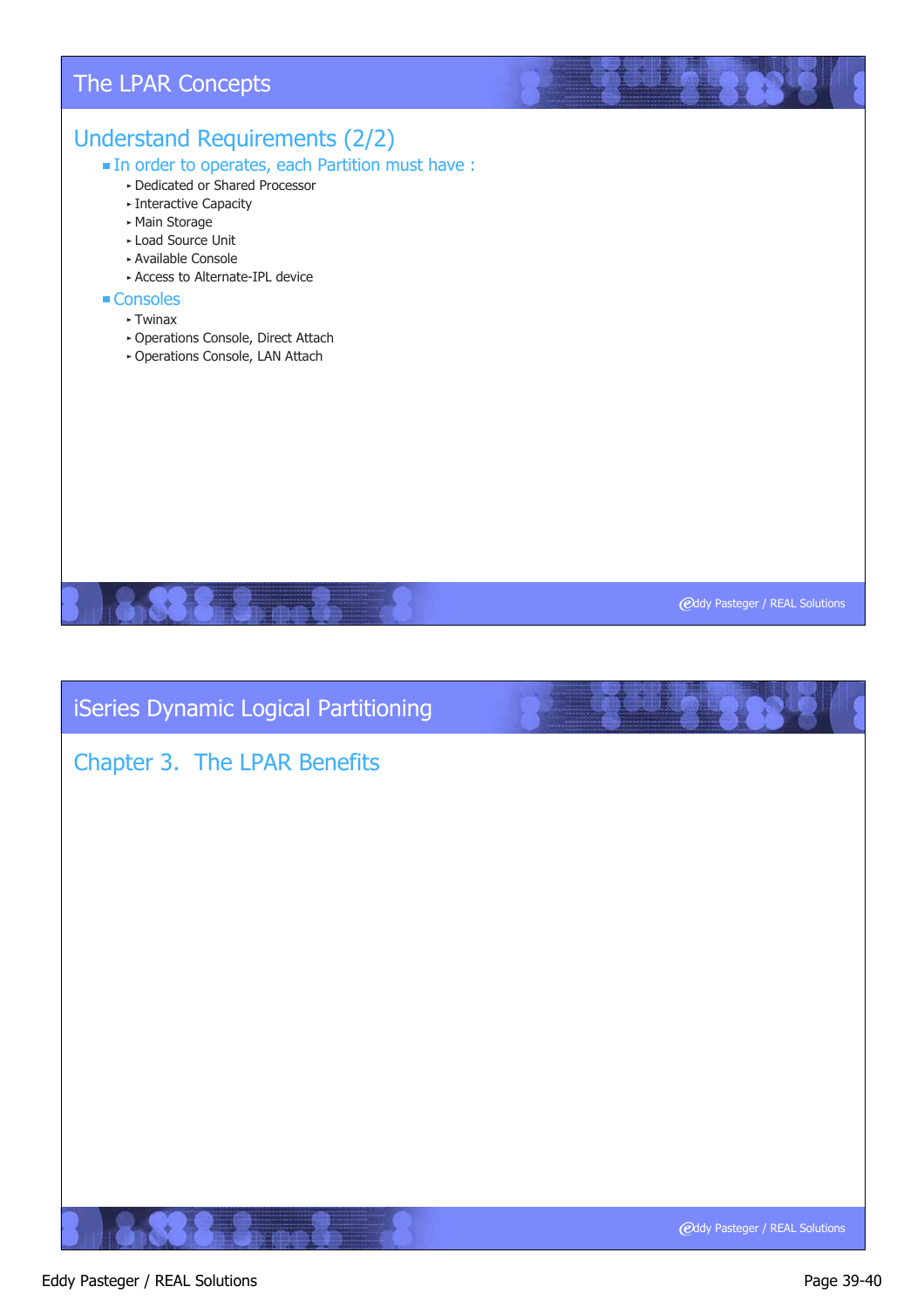## The LPAR Concepts

### Understand Requirements (2/2)

- In order to operates, each Partition must have :
  - Dedicated or Shared Processor
  - Interactive Capacity
  - Main Storage
  - Load Source Unit
  - Available Console
  - Access to Alternate-IPL device
- Consoles
  - Twinax
  - Operations Console, Direct Attach
  - Operations Console, LAN Attach

## iSeries Dynamic Logical Partitioning

### Chapter 3. The LPAR Benefits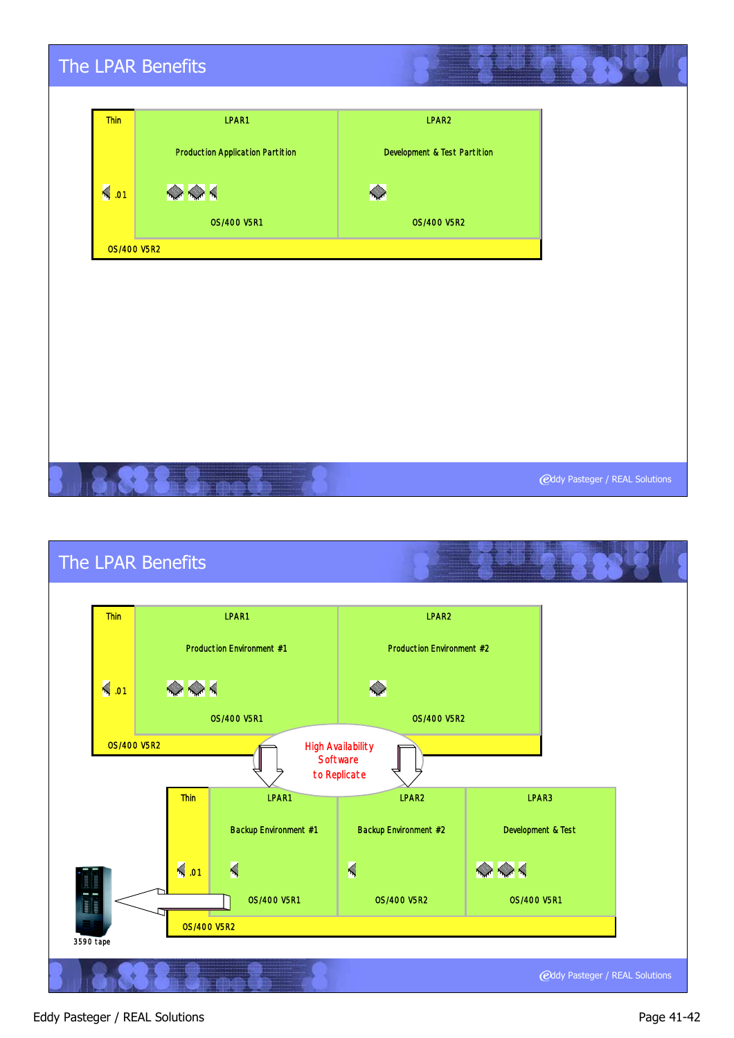## The LPAR Benefits

| Thin | LPAR1 | LPAR2 |
|---|---|---|
| | Production Application Partition | Development & Test Partition |
| .01 | | |
| | OS/400 V5R1 | OS/400 V5R2 |
| OS/400 V5R2 | | |

Eddy Pasteger / REAL Solutions

## The LPAR Benefits

| Thin | LPAR1 | LPAR2 |
|---|---|---|
| | Production Environment #1 | Production Environment #2 |
| .01 | | |
| | OS/400 V5R1 | OS/400 V5R2 |
| OS/400 V5R2 | | |

High Availability Software to Replicate

| Thin | LPAR1 | LPAR2 | LPAR3 |
|---|---|---|---|
| | Backup Environment #1 | Backup Environment #2 | Development & Test |
| .01 | | | |
| | OS/400 V5R1 | OS/400 V5R2 | OS/400 V5R1 |
| OS/400 V5R2 | | | |

3590 tape

Eddy Pasteger / REAL Solutions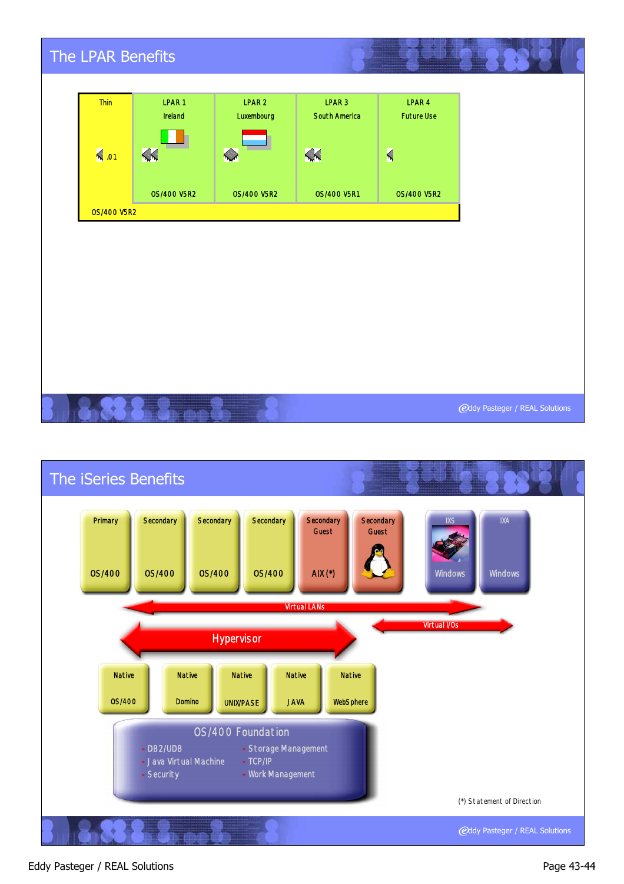## The LPAR Benefits

| Thin | LPAR 1 | LPAR 2 | LPAR 3 | LPAR 4 |
|---|---|---|---|---|
| | Ireland | Luxembourg | South America | Future Use |
| .01 | | | | |
| | OS/400 V5R2 | OS/400 V5R2 | OS/400 V5R1 | OS/400 V5R2 |
| OS/400 V5R2 | | | | |

Eddy Pasteger / REAL Solutions

## The iSeries Benefits

| Primary | Secondary | Secondary | Secondary | Secondary Guest | Secondary Guest | IXS | IXA |
|---|---|---|---|---|---|---|---|
| OS/400 | OS/400 | OS/400 | OS/400 | AIX (*) | | Windows | Windows |

Virtual LANs

Virtual I/Os

Hypervisor

| Native | Native | Native | Native | Native |
|---|---|---|---|---|
| OS/400 | Domino | UNIX/PASE | JAVA | WebSphere |

**OS/400 Foundation**

- DB2/UDB
- Java Virtual Machine
- Security
- Storage Management
- TCP/IP
- Work Management

(*) Statement of Direction

Eddy Pasteger / REAL Solutions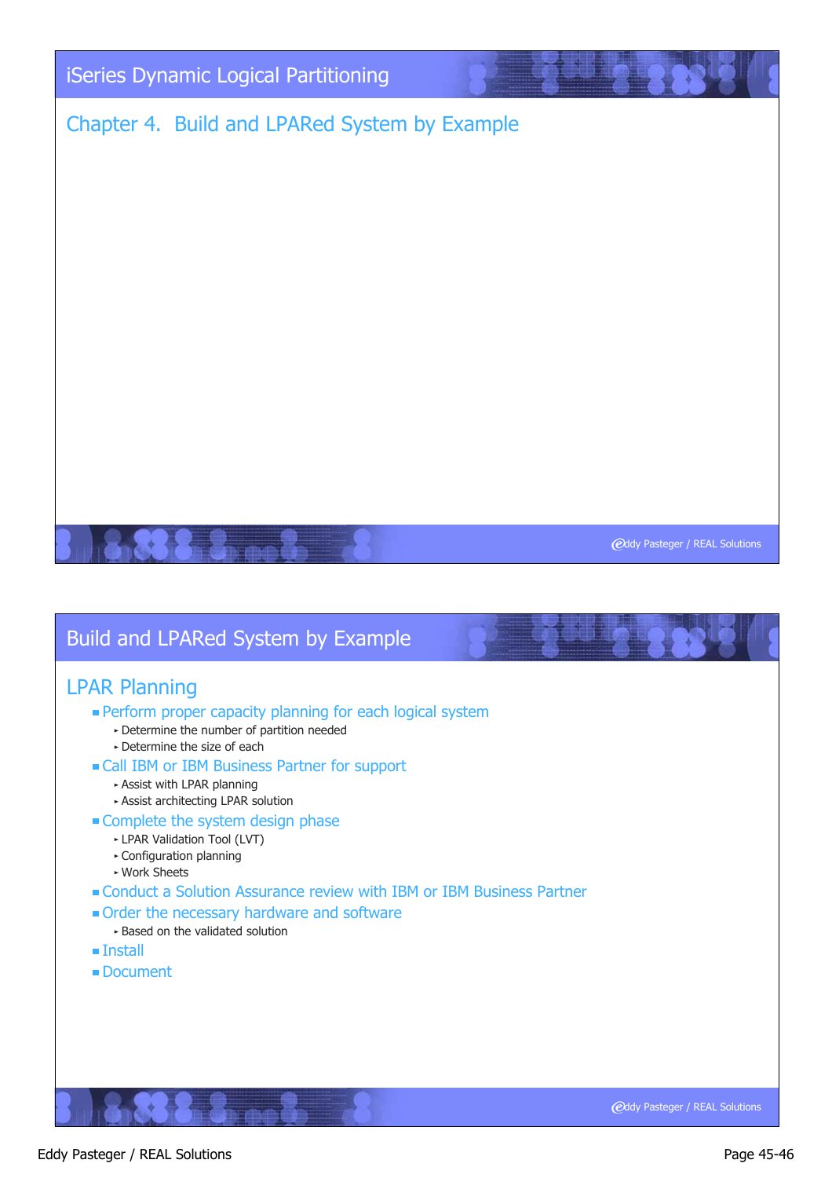# iSeries Dynamic Logical Partitioning

## Chapter 4. Build and LPARed System by Example

# Build and LPARed System by Example

## LPAR Planning

- Perform proper capacity planning for each logical system
  - Determine the number of partition needed
  - Determine the size of each
- Call IBM or IBM Business Partner for support
  - Assist with LPAR planning
  - Assist architecting LPAR solution
- Complete the system design phase
  - LPAR Validation Tool (LVT)
  - Configuration planning
  - Work Sheets
- Conduct a Solution Assurance review with IBM or IBM Business Partner
- Order the necessary hardware and software
  - Based on the validated solution
- Install
- Document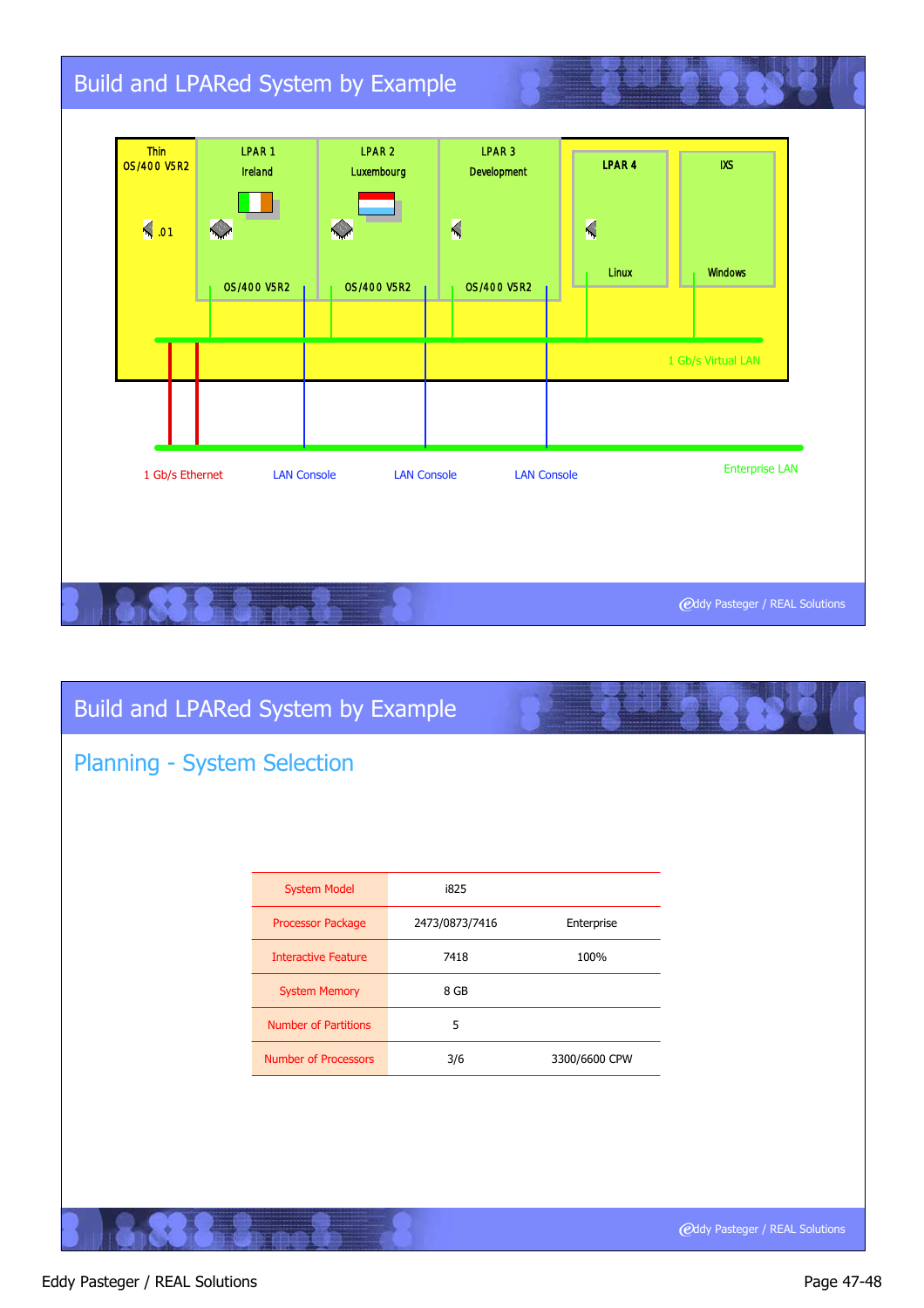## Build and LPARed System by Example

Thin OS/400 V5R2

.01

LPAR 1 Ireland OS/400 V5R2

LPAR 2 Luxembourg OS/400 V5R2

LPAR 3 Development OS/400 V5R2

LPAR 4 Linux

IXS Windows

1 Gb/s Virtual LAN

1 Gb/s Ethernet

LAN Console

LAN Console

LAN Console

Enterprise LAN

## Build and LPARed System by Example

### Planning - System Selection

| System Model | i825 | |
|---|---|---|
| Processor Package | 2473/0873/7416 | Enterprise |
| Interactive Feature | 7418 | 100% |
| System Memory | 8 GB | |
| Number of Partitions | 5 | |
| Number of Processors | 3/6 | 3300/6600 CPW |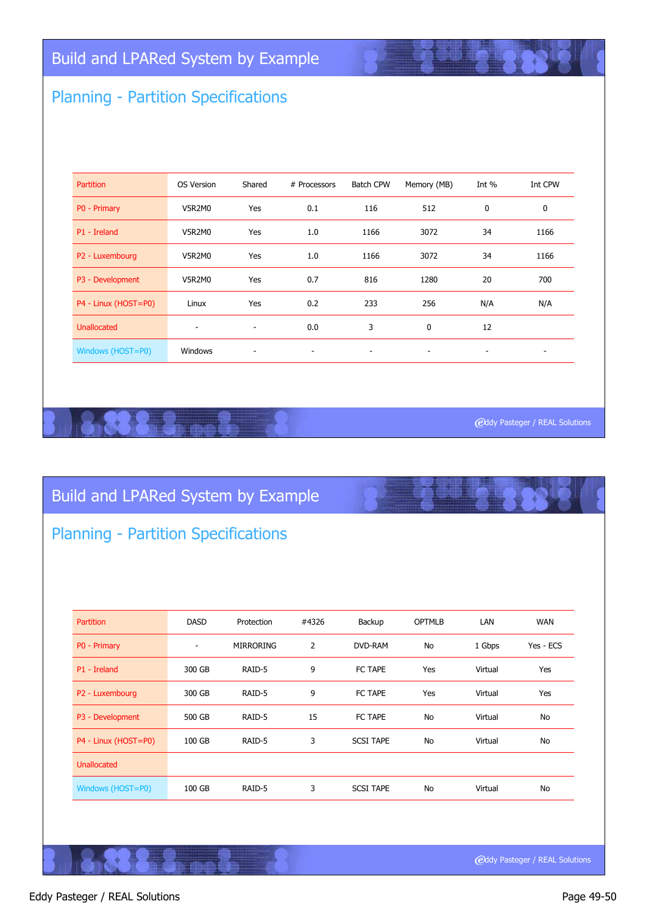# Build and LPARed System by Example

## Planning - Partition Specifications

| Partition | OS Version | Shared | # Processors | Batch CPW | Memory (MB) | Int % | Int CPW |
|---|---|---|---|---|---|---|---|
| P0 - Primary | V5R2M0 | Yes | 0.1 | 116 | 512 | 0 | 0 |
| P1 - Ireland | V5R2M0 | Yes | 1.0 | 1166 | 3072 | 34 | 1166 |
| P2 - Luxembourg | V5R2M0 | Yes | 1.0 | 1166 | 3072 | 34 | 1166 |
| P3 - Development | V5R2M0 | Yes | 0.7 | 816 | 1280 | 20 | 700 |
| P4 - Linux (HOST=P0) | Linux | Yes | 0.2 | 233 | 256 | N/A | N/A |
| Unallocated | - | - | 0.0 | 3 | 0 | 12 | |
| Windows (HOST=P0) | Windows | - | - | - | - | - | - |

# Build and LPARed System by Example

## Planning - Partition Specifications

| Partition | DASD | Protection | #4326 | Backup | OPTMLB | LAN | WAN |
|---|---|---|---|---|---|---|---|
| P0 - Primary | - | MIRRORING | 2 | DVD-RAM | No | 1 Gbps | Yes - ECS |
| P1 - Ireland | 300 GB | RAID-5 | 9 | FC TAPE | Yes | Virtual | Yes |
| P2 - Luxembourg | 300 GB | RAID-5 | 9 | FC TAPE | Yes | Virtual | Yes |
| P3 - Development | 500 GB | RAID-5 | 15 | FC TAPE | No | Virtual | No |
| P4 - Linux (HOST=P0) | 100 GB | RAID-5 | 3 | SCSI TAPE | No | Virtual | No |
| Unallocated | | | | | | | |
| Windows (HOST=P0) | 100 GB | RAID-5 | 3 | SCSI TAPE | No | Virtual | No |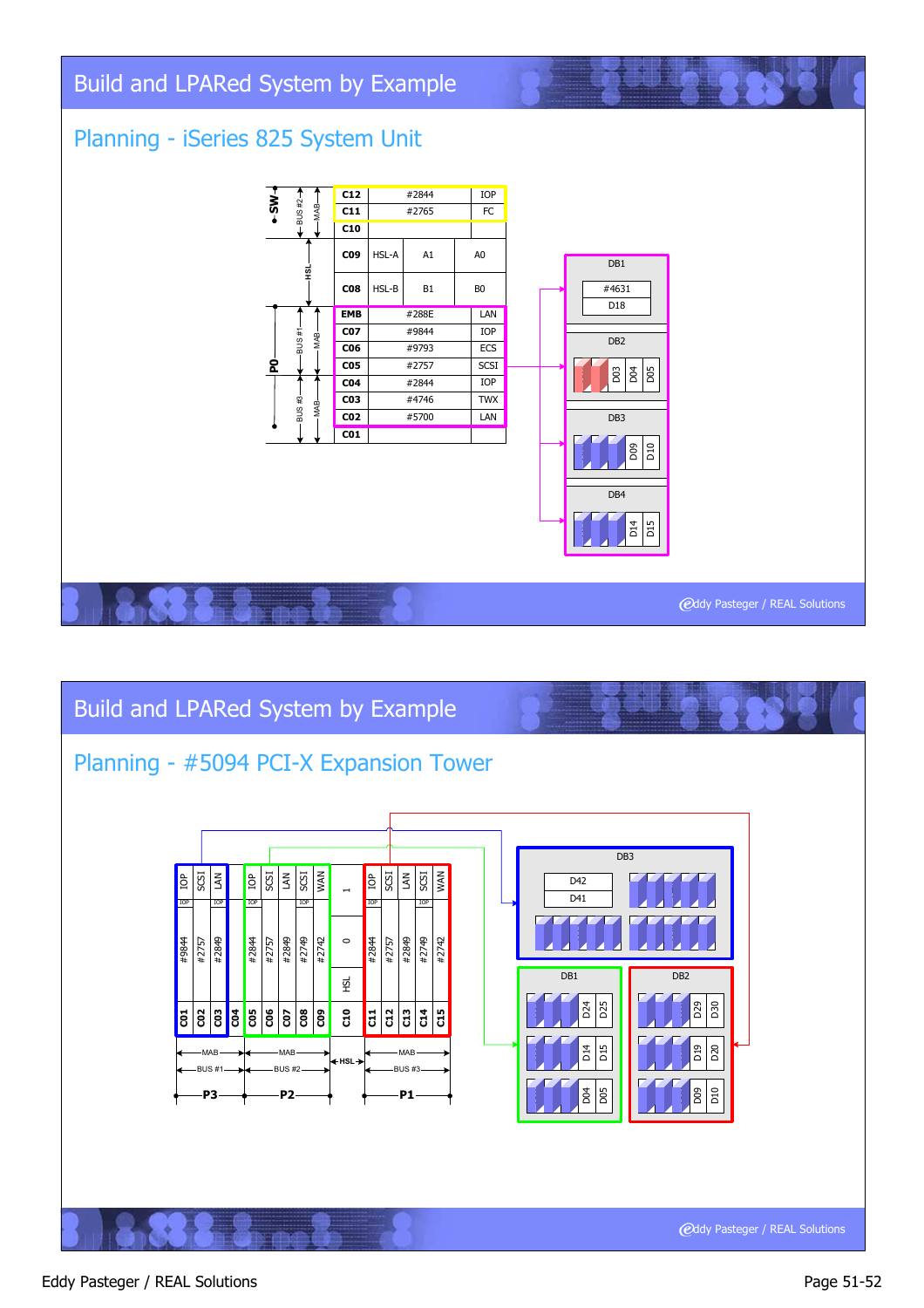# Build and LPARed System by Example

## Planning - iSeries 825 System Unit

| Slot | Feature | Type |
|---|---|---|
| C12 | #2844 | IOP |
| C11 | #2765 | FC |
| C10 | | |
| C09 | HSL-A A1 | A0 |
| C08 | HSL-B B1 | B0 |
| EMB | #288E | LAN |
| C07 | #9844 | IOP |
| C06 | #9793 | ECS |
| C05 | #2757 | SCSI |
| C04 | #2844 | IOP |
| C03 | #4746 | TWX |
| C02 | #5700 | LAN |
| C01 | | |

SW: BUS #2 / MAB (C12–C10); HSL (C09–C08); P0: BUS #1 / MAB (EMB–C04), BUS #3 / MAB (C03–C01)

- DB1: #4631, D18
- DB2: D03, D04, D05
- DB3: D09, D10
- DB4: D14, D15

Eddy Pasteger / REAL Solutions

# Build and LPARed System by Example

## Planning - #5094 PCI-X Expansion Tower

| Slot | C01 | C02 | C03 | C04 | C05 | C06 | C07 | C08 | C09 | C10 | C11 | C12 | C13 | C14 | C15 |
|---|---|---|---|---|---|---|---|---|---|---|---|---|---|---|---|
| Feature | #9844 | #2757 | #2849 | | #2844 | #2757 | #2849 | #2749 | #2742 | HSL | #2844 | #2757 | #2849 | #2749 | #2742 |
| Type | IOP | SCSI | LAN | | IOP | SCSI | LAN | SCSI | WAN | 1 / 0 | IOP | SCSI | LAN | SCSI | WAN |

- P3: MAB, BUS #1 (C01–C04)
- P2: MAB, BUS #2 (C05–C09)
- HSL (C10)
- P1: MAB, BUS #3 (C11–C15)

- DB3: D42, D41
- DB1: D24, D25; D14, D15; D04, D05
- DB2: D29, D30; D19, D20; D09, D10

Eddy Pasteger / REAL Solutions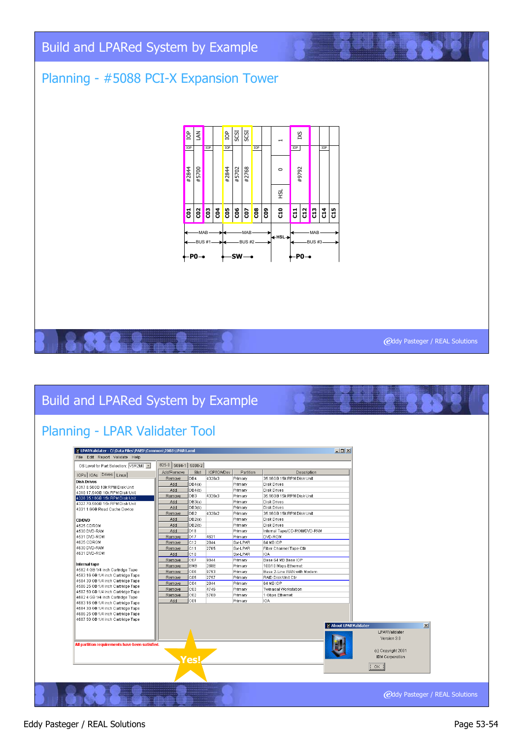## Build and LPARed System by Example

### Planning - #5088 PCI-X Expansion Tower

| C01 | C02 | C03 | C04 | C05 | C06 | C07 | C08 | C09 | C10 | C11 | C12 | C13 | C14 | C15 |
|---|---|---|---|---|---|---|---|---|---|---|---|---|---|---|
| IOP | LAN | | | IOP | SCSI | SCSI | | | 1 | IXS | | | | |
| IOP | | IOP | | IOP | | | IOP | | | IOP | | | IOP | |
| #2844 | #5700 | | | #2844 | #5702 | #2768 | | | 0 / HSL | #9792 | | | | |

MAB — BUS #1 (C01–C04) — PO
MAB — BUS #2 (C05–C09) — SW
HSL (C10)
MAB — BUS #3 (C11–C15) — PO

## Build and LPARed System by Example

### Planning - LPAR Validater Tool

LPARValidater - C:\Data Files\PAED\Common\2003\LPAR1.xml

File Edit Report Validate Help

OS Level for Part Selection: V5R2M0

Tabs: IOPs | IOAs | Drives | Linux

**Disk Drives**
- 4317 8.58GB 10k RPM Disk Unit
- 4318 17.54GB 10k RPM Disk Unit
- 4328 35.16GB 15k RPM Disk Unit
- 4327 70.56GB 15k RPM Disk Unit
- 4331 1.6GB Read Cache Device

**CD/DVD**
- 4525 CDROM
- 4530 DVD-RAM
- 4531 DVD-ROM
- 4625 CDROM
- 4630 DVD-RAM
- 4631 DVD-ROM

**Internal tape**
- 4582 4 GB 1/4 inch Cartridge Tape
- 4583 16 GB 1/4 inch Cartridge Tape
- 4584 30 GB 1/4 inch Cartridge Tape
- 4586 25 GB 1/4 inch Cartridge Tape
- 4587 50 GB 1/4 inch Cartridge Tape
- 4682 4 GB 1/4 inch Cartridge Tape
- 4683 16 GB 1/4 inch Cartridge Tape
- 4684 30 GB 1/4 inch Cartridge Tape
- 4686 25 GB 1/4 inch Cartridge Tape
- 4687 50 GB 1/4 inch Cartridge Tape

Tabs: 825-0 | 5094-1 | 5088-2

| Add/Remove | Slot | IOP/IOA/Dev | Partition | Description |
|---|---|---|---|---|
| Remove | DB4 | 4328x3 | Primary | 35.16GB 15k RPM Disk Unit |
| Add | DB4(a) | | Primary | Disk Drives |
| Add | DB4(b) | | Primary | Disk Drives |
| Remove | DB3 | 4328x3 | Primary | 35.16GB 15k RPM Disk Unit |
| Add | DB3(a) | | Primary | Disk Drives |
| Add | DB3(b) | | Primary | Disk Drives |
| Remove | DB2 | 4328x2 | Primary | 35.16GB 15k RPM Disk Unit |
| Add | DB2(a) | | Primary | Disk Drives |
| Add | DB2(b) | | Primary | Disk Drives |
| Add | D18 | | Primary | Internal Tape/CD-ROM/DVD-RAM |
| Remove | D17 | 4631 | Primary | DVD-ROM |
| Remove | C12 | 2844 | Sw-LPAR | 64 MB IOP |
| Remove | C11 | 2765 | Sw-LPAR | Fiber Channel Tape Ctlr |
| Add | C10 | | Sw-LPAR | IOA |
| Remove | C07 | 9844 | Primary | Base 64 MB Base IOP |
| Remove | EMB | 289E | Primary | 100/10 Mbps Ethernet |
| Remove | C06 | 9793 | Primary | Base 2-Line WAN with Modem |
| Remove | C05 | 2757 | Primary | RAID Disk Unit Ctlr |
| Remove | C04 | 2844 | Primary | 64 MB IOP |
| Remove | C03 | 4746 | Primary | Twinaxial Workstation |
| Remove | C02 | 5700 | Primary | 1 Gbps Ethernet |
| Add | C01 | | Primary | IOA |

All partition requirements have been satisfied.

Yes!

About LPARValidater

LPARValidater
Version 3.0

(c) Copyright 2001
IBM Corporation

OK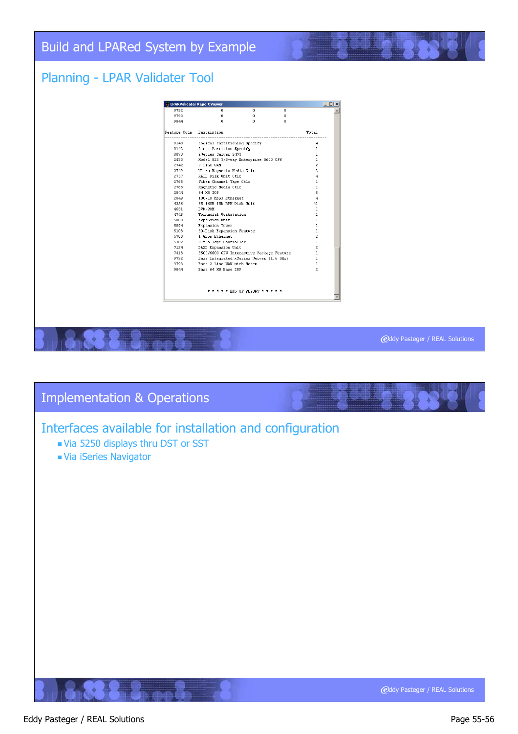# Build and LPARed System by Example

## Planning - LPAR Validater Tool

LPARValidater Report Viewer

```
9792          0          0          0
9793          0          0          0
9844          0          0          0

Feature Code  Description                                   Total
--------------------------------------------------------------------
0140          Logical Partitioning Specify                      4
0142          Linux Partition Specify                           1
0873          iSeries Server 2473                               1
2473          Model 825 3/6-way Enterprise 6600 CPW             1
2742          2 Line WAN                                        2
2749          Ultra Magnetic Media Ctlr                         2
2757          RAID Disk Unit Ctlr                               4
2765          Fiber Channel Tape Ctlr                           1
2768          Magnetic Media Ctlr                               1
2844          64 MB IOP                                         6
2849          100/10 Mbps Ethernet                              4
4326          35.16GB 15k RPM Disk Unit                        41
4631          DVD-ROM                                           1
4746          Twinaxial Workstation                             1
5088          Expansion Unit                                    1
5094          Expansion Tower                                   1
5108          30-Disk Expansion Feature                         1
5700          1 Gbps Ethernet                                   2
5702          Ultra Tape Controller                             1
7124          DASD Expansion Unit                               2
7418          3500/6600 CPW Interactive Package Feature         1
9792          Base Integrated xSeries Server (1.6 GHz)          1
9793          Base 2-Line WAN with Modem                        1
9844          Base 64 MB Base IOP                               2

              * * * * * END OF REPORT * * * * *
```

Eddy Pasteger / REAL Solutions

# Implementation & Operations

## Interfaces available for installation and configuration

- Via 5250 displays thru DST or SST
- Via iSeries Navigator

Eddy Pasteger / REAL Solutions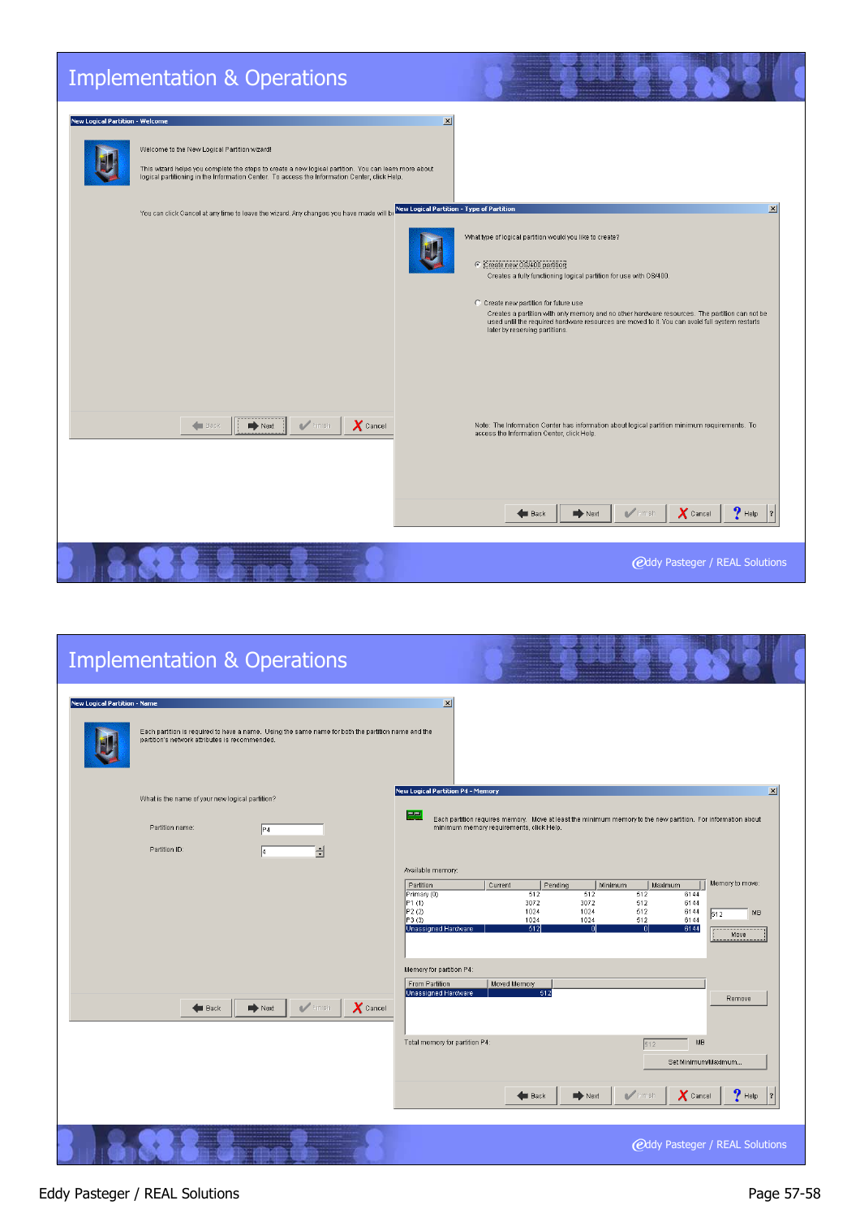# Implementation & Operations

**New Logical Partition - Welcome**

Welcome to the New Logical Partition wizard!

This wizard helps you complete the steps to create a new logical partition. You can learn more about logical partitioning in the Information Center. To access the Information Center, click Help.

You can click Cancel at any time to leave the wizard. Any changes you have made will b

Back | Next | Finish | Cancel

**New Logical Partition - Type of Partition**

What type of logical partition would you like to create?

- Create new OS/400 partition
  Creates a fully functioning logical partition for use with OS/400.
- Create new partition for future use
  Creates a partition with only memory and no other hardware resources. The partition can not be used until the required hardware resources are moved to it. You can avoid full system restarts later by reserving partitions.

Note: The Information Center has information about logical partition minimum requirements. To access the Information Center, click Help.

Back | Next | Finish | Cancel | Help

# Implementation & Operations

**New Logical Partition - Name**

Each partition is required to have a name. Using the same name for both the partition name and the partition's network attributes is recommended.

What is the name of your new logical partition?

Partition name: P4

Partition ID: 4

Back | Next | Finish | Cancel

**New Logical Partition P4 - Memory**

Each partition requires memory. Move at least the minimum memory to the new partition. For information about minimum memory requirements, click Help.

Available memory:

| Partition | Current | Pending | Minimum | Maximum |
|---|---|---|---|---|
| Primary (0) | 512 | 512 | 512 | 6144 |
| P1 (1) | 3072 | 3072 | 512 | 6144 |
| P2 (2) | 1024 | 1024 | 512 | 6144 |
| P3 (3) | 1024 | 1024 | 512 | 6144 |
| Unassigned Hardware | 512 | 0 | 0 | 6144 |

Memory to move: 512 MB

Move

Memory for partition P4:

| From Partition | Moved Memory |
|---|---|
| Unassigned Hardware | 512 |

Remove

Total memory for partition P4: 512 MB

Set Minimum/Maximum...

Back | Next | Finish | Cancel | Help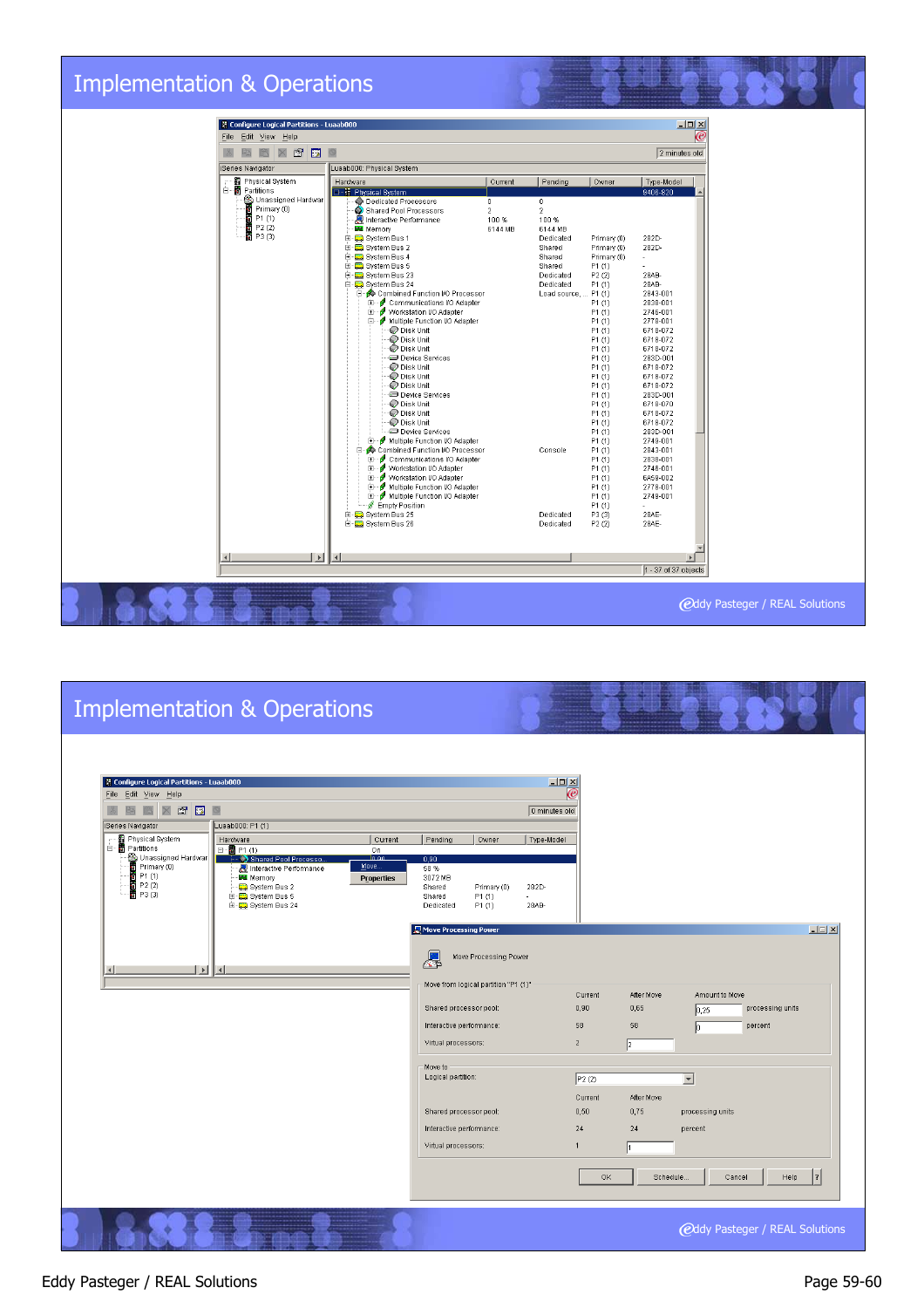# Implementation & Operations

**Configure Logical Partitions - Luaab000**

File Edit View Help

2 minutes old

iSeries Navigator

- Physical System
- Partitions
  - Unassigned Hardware
  - Primary (0)
  - P1 (1)
  - P2 (2)
  - P3 (3)

Luaab000: Physical System

| Hardware | Current | Pending | Owner | Type-Model |
|---|---|---|---|---|
| Physical System | | | | 9406-820 |
| Dedicated Processors | 0 | 0 | | |
| Shared Pool Processors | 2 | 2 | | |
| Interactive Performance | 100 % | 100 % | | |
| Memory | 6144 MB | 6144 MB | | |
| System Bus 1 | | Dedicated | Primary (0) | 282D- |
| System Bus 2 | | Shared | Primary (0) | 282D- |
| System Bus 4 | | Shared | Primary (0) | - |
| System Bus 5 | | Shared | P1 (1) | - |
| System Bus 23 | | Dedicated | P2 (2) | 28AB- |
| System Bus 24 | | Dedicated | P1 (1) | 28AB- |
| Combined Function I/O Processor | | Load source, ... | P1 (1) | 2843-001 |
| Communications I/O Adapter | | | P1 (1) | 2838-001 |
| Workstation I/O Adapter | | | P1 (1) | 2746-001 |
| Multiple Function I/O Adapter | | | P1 (1) | 2778-001 |
| Disk Unit | | | P1 (1) | 6718-072 |
| Disk Unit | | | P1 (1) | 6718-072 |
| Disk Unit | | | P1 (1) | 6718-072 |
| Device Services | | | P1 (1) | 283D-001 |
| Disk Unit | | | P1 (1) | 6718-072 |
| Disk Unit | | | P1 (1) | 6718-072 |
| Disk Unit | | | P1 (1) | 6718-072 |
| Device Services | | | P1 (1) | 283D-001 |
| Disk Unit | | | P1 (1) | 6718-070 |
| Disk Unit | | | P1 (1) | 6718-072 |
| Disk Unit | | | P1 (1) | 6718-072 |
| Device Services | | | P1 (1) | 283D-001 |
| Multiple Function I/O Adapter | | | P1 (1) | 2749-001 |
| Combined Function I/O Processor | | Console | P1 (1) | 2843-001 |
| Communications I/O Adapter | | | P1 (1) | 2838-001 |
| Workstation I/O Adapter | | | P1 (1) | 2746-001 |
| Workstation I/O Adapter | | | P1 (1) | 6A58-002 |
| Multiple Function I/O Adapter | | | P1 (1) | 2778-001 |
| Multiple Function I/O Adapter | | | P1 (1) | 2749-001 |
| Empty Position | | | P1 (1) | - |
| System Bus 25 | | Dedicated | P3 (3) | 28AE- |
| System Bus 26 | | Dedicated | P2 (2) | 28AE- |

1 - 37 of 37 objects

Eddy Pasteger / REAL Solutions

# Implementation & Operations

**Configure Logical Partitions - Luaab000**

File Edit View Help

0 minutes old

iSeries Navigator

- Physical System
- Partitions
  - Unassigned Hardware
  - Primary (0)
  - P1 (1)
  - P2 (2)
  - P3 (3)

Luaab000: P1 (1)

| Hardware | Current | Pending | Owner | Type-Model |
|---|---|---|---|---|
| P1 (1) | On | | | |
| Shared Pool Processors | 0,90 | 0,90 | | |
| Interactive Performance | | 58 % | | |
| Memory | | 3072 MB | | |
| System Bus 2 | | Shared | Primary (0) | 282D- |
| System Bus 5 | | Shared | P1 (1) | - |
| System Bus 24 | | Dedicated | P1 (1) | 28AB- |

Context menu: Move... / Properties

**Move Processing Power**

Move Processing Power

Move from logical partition "P1 (1)"

| | Current | After Move | Amount to Move | |
|---|---|---|---|---|
| Shared processor pool: | 0,90 | 0,65 | 0,25 | processing units |
| Interactive performance: | 58 | 58 | 0 | percent |
| Virtual processors: | 2 | | 2 | |

Move to

Logical partition: P2 (2)

| | Current | After Move | |
|---|---|---|---|
| Shared processor pool: | 0,50 | 0,75 | processing units |
| Interactive performance: | 24 | 24 | percent |
| Virtual processors: | 1 | 1 | |

OK | Schedule... | Cancel | Help

Eddy Pasteger / REAL Solutions

Eddy Pasteger / REAL Solutions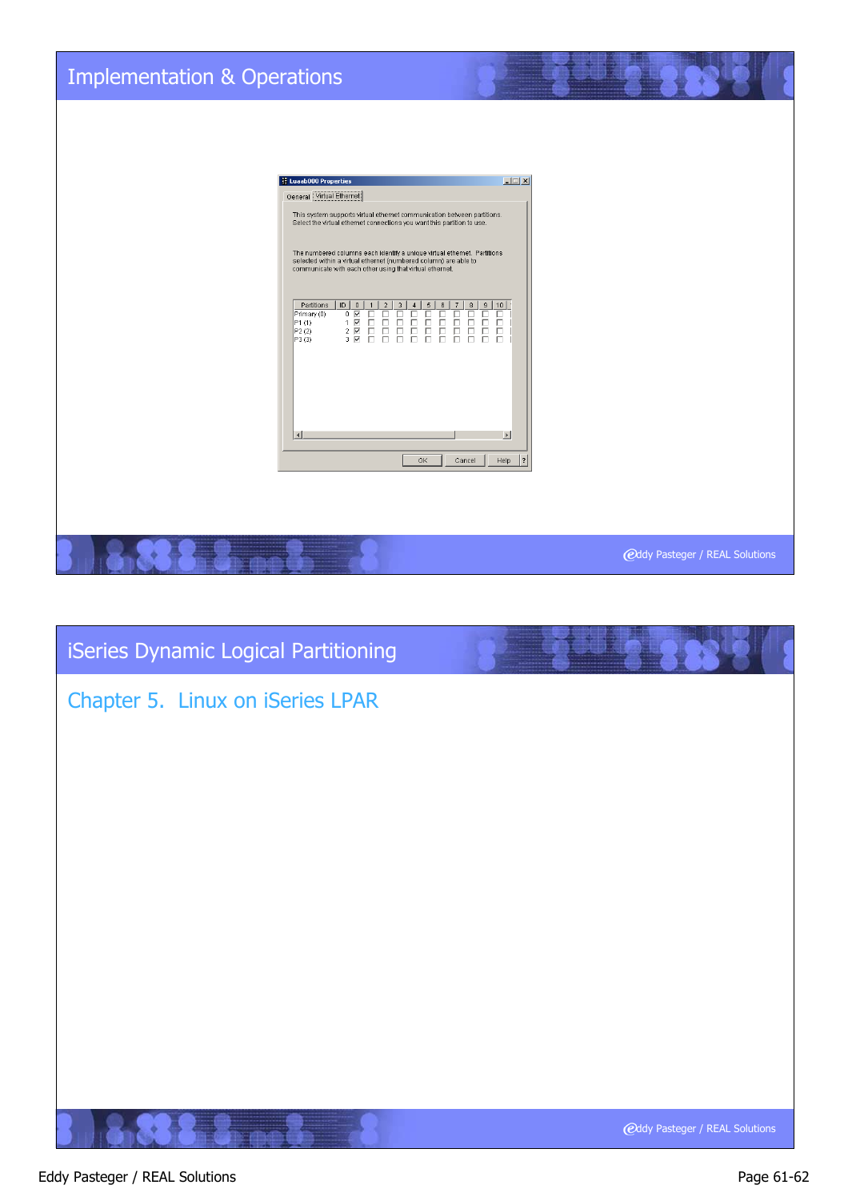## Implementation & Operations

Luoab000 Properties

General | Virtual Ethernet

This system supports virtual ethernet communication between partitions. Select the virtual ethernet connections you want this partition to use.

The numbered columns each identify a unique virtual ethernet. Partitions selected within a virtual ethernet (numbered column) are able to communicate with each other using that virtual ethernet.

| Partitions | ID | 0 | 1 | 2 | 3 | 4 | 5 | 6 | 7 | 8 | 9 | 10 |
|---|---|---|---|---|---|---|---|---|---|---|---|---|
| Primary (0) | 0 | ☑ | ☐ | ☐ | ☐ | ☐ | ☐ | ☐ | ☐ | ☐ | ☐ | ☐ |
| P1 (1) | 1 | ☑ | ☐ | ☐ | ☐ | ☐ | ☐ | ☐ | ☐ | ☐ | ☐ | ☐ |
| P2 (2) | 2 | ☑ | ☐ | ☐ | ☐ | ☐ | ☐ | ☐ | ☐ | ☐ | ☐ | ☐ |
| P3 (3) | 3 | ☑ | ☐ | ☐ | ☐ | ☐ | ☐ | ☐ | ☐ | ☐ | ☐ | ☐ |

OK | Cancel | Help

## iSeries Dynamic Logical Partitioning

### Chapter 5. Linux on iSeries LPAR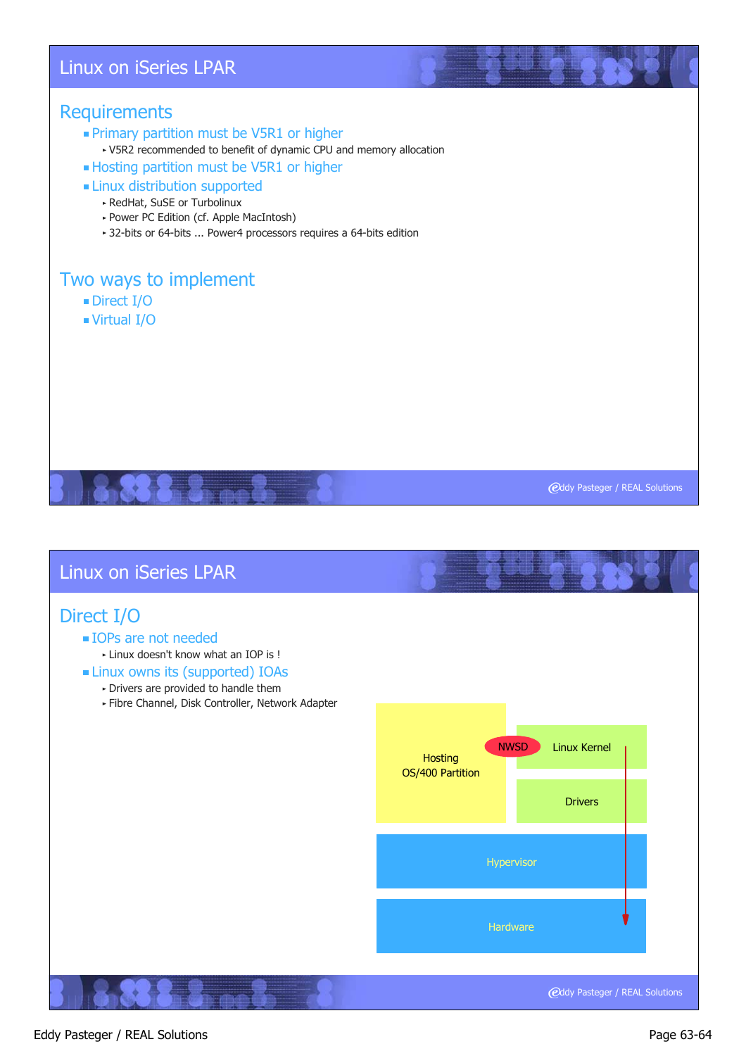# Linux on iSeries LPAR

## Requirements

- Primary partition must be V5R1 or higher
  - V5R2 recommended to benefit of dynamic CPU and memory allocation
- Hosting partition must be V5R1 or higher
- Linux distribution supported
  - RedHat, SuSE or Turbolinux
  - Power PC Edition (cf. Apple MacIntosh)
  - 32-bits or 64-bits ... Power4 processors requires a 64-bits edition

## Two ways to implement

- Direct I/O
- Virtual I/O

# Linux on iSeries LPAR

## Direct I/O

- IOPs are not needed
  - Linux doesn't know what an IOP is !
- Linux owns its (supported) IOAs
  - Drivers are provided to handle them
  - Fibre Channel, Disk Controller, Network Adapter

Hosting OS/400 Partition

NWSD

Linux Kernel

Drivers

Hypervisor

Hardware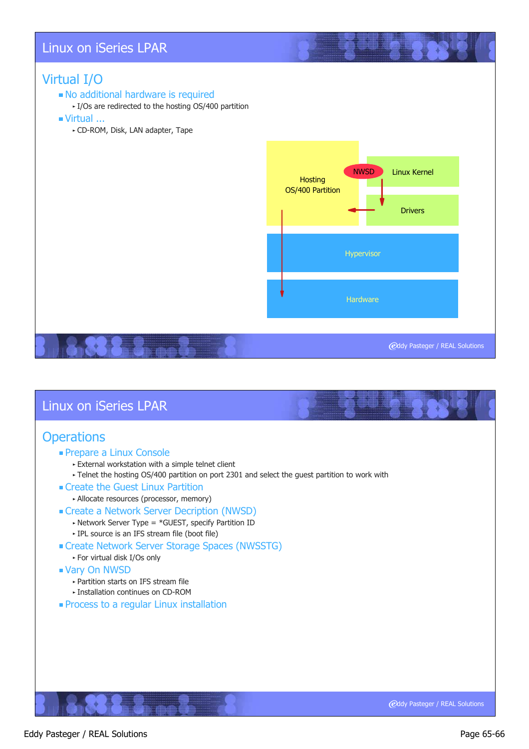# Linux on iSeries LPAR

## Virtual I/O

- No additional hardware is required
  - I/Os are redirected to the hosting OS/400 partition
- Virtual ...
  - CD-ROM, Disk, LAN adapter, Tape

Hosting OS/400 Partition | NWSD | Linux Kernel | Drivers | Hypervisor | Hardware

# Linux on iSeries LPAR

## Operations

- Prepare a Linux Console
  - External workstation with a simple telnet client
  - Telnet the hosting OS/400 partition on port 2301 and select the guest partition to work with
- Create the Guest Linux Partition
  - Allocate resources (processor, memory)
- Create a Network Server Decription (NWSD)
  - Network Server Type = *GUEST, specify Partition ID
  - IPL source is an IFS stream file (boot file)
- Create Network Server Storage Spaces (NWSSTG)
  - For virtual disk I/Os only
- Vary On NWSD
  - Partition starts on IFS stream file
  - Installation continues on CD-ROM
- Process to a regular Linux installation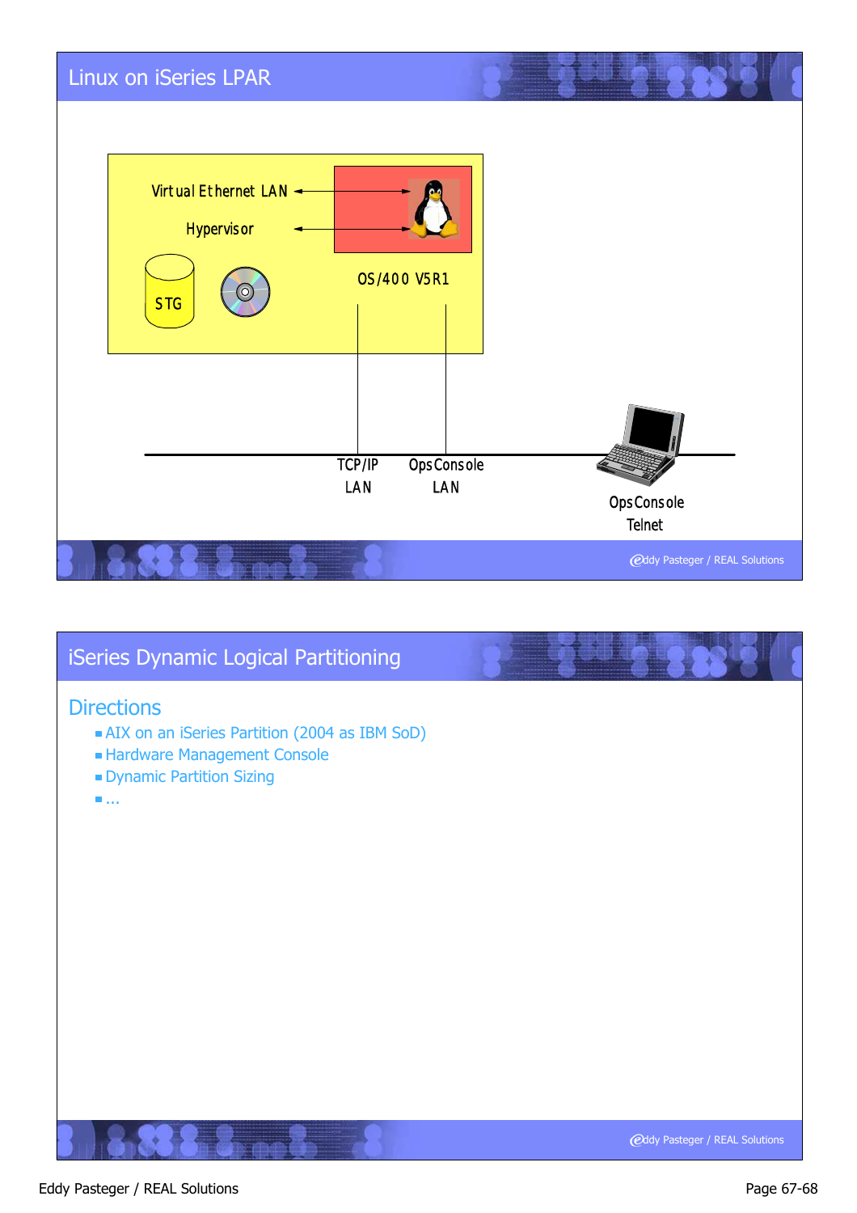## Linux on iSeries LPAR

Virtual Ethernet LAN

Hypervisor

STG

OS/400 V5R1

TCP/IP LAN

OpsConsole LAN

OpsConsole Telnet

## iSeries Dynamic Logical Partitioning

### Directions

- AIX on an iSeries Partition (2004 as IBM SoD)
- Hardware Management Console
- Dynamic Partition Sizing
- ...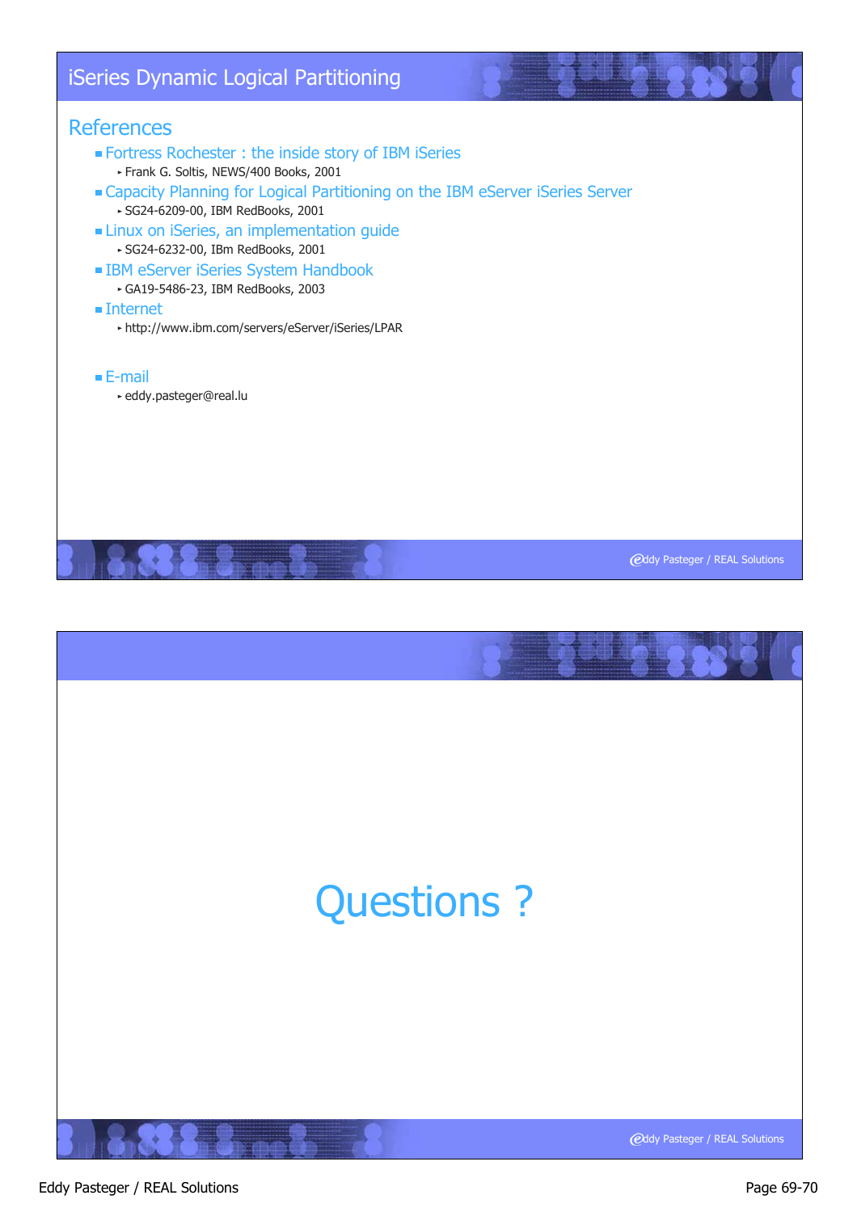# iSeries Dynamic Logical Partitioning

## References

- Fortress Rochester : the inside story of IBM iSeries
  - Frank G. Soltis, NEWS/400 Books, 2001
- Capacity Planning for Logical Partitioning on the IBM eServer iSeries Server
  - SG24-6209-00, IBM RedBooks, 2001
- Linux on iSeries, an implementation guide
  - SG24-6232-00, IBm RedBooks, 2001
- IBM eServer iSeries System Handbook
  - GA19-5486-23, IBM RedBooks, 2003
- Internet
  - http://www.ibm.com/servers/eServer/iSeries/LPAR
- E-mail
  - eddy.pasteger@real.lu

# Questions ?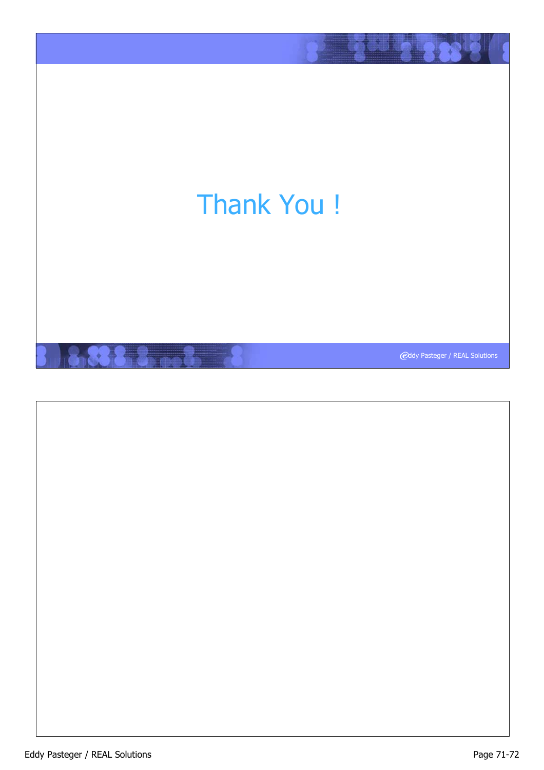# Thank You !